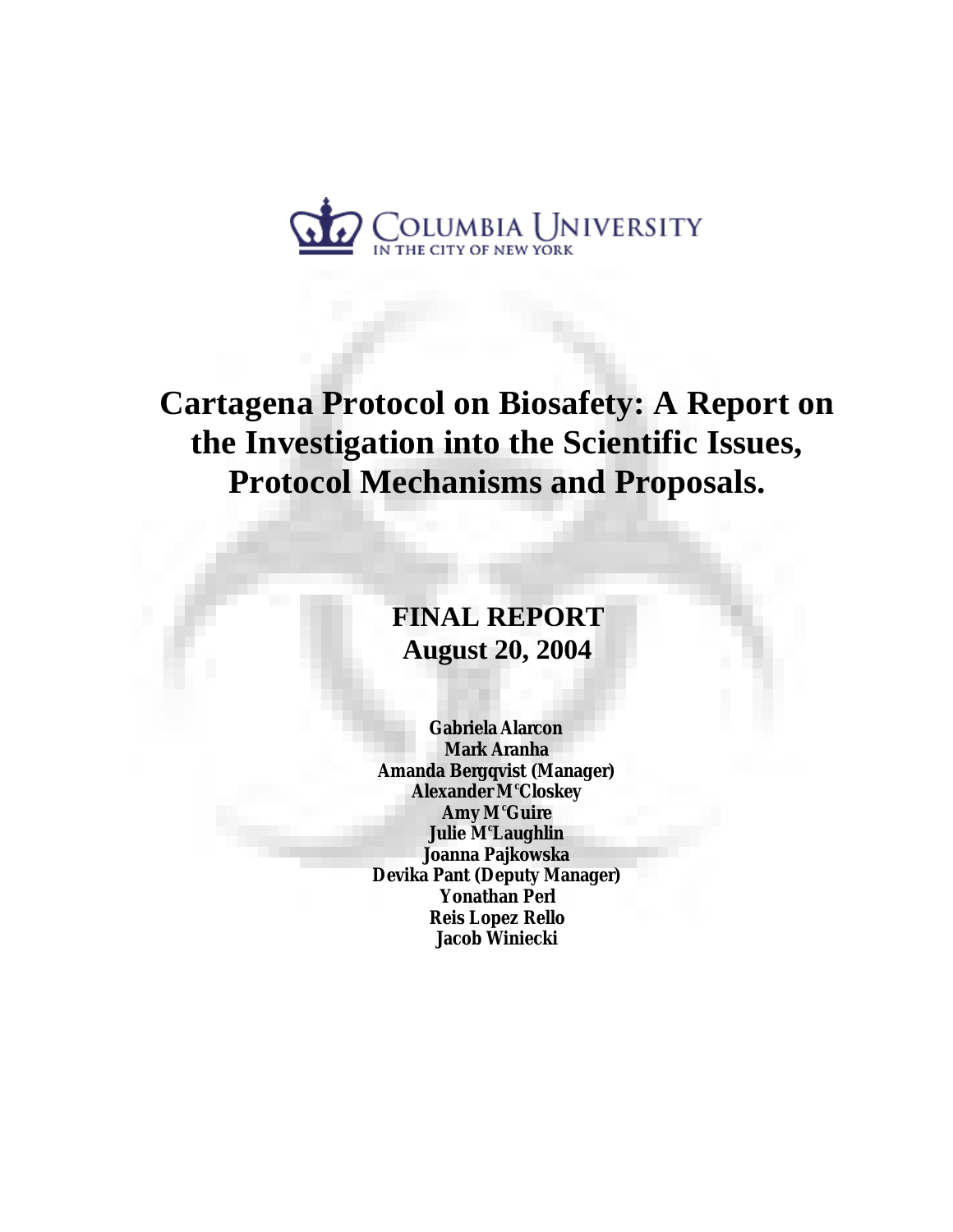COLUMBIA UNIVERSITY
IN THE CITY OF NEW YORK

# Cartagena Protocol on Biosafety: A Report on the Investigation into the Scientific Issues, Protocol Mechanisms and Proposals.

**FINAL REPORT**
**August 20, 2004**

**Gabriela Alarcon**
**Mark Aranha**
**Amanda Bergqvist (Manager)**
**Alexander M<sup>c</sup>Closkey**
**Amy M<sup>c</sup>Guire**
**Julie M<sup>c</sup>Laughlin**
**Joanna Pajkowska**
**Devika Pant (Deputy Manager)**
**Yonathan Perl**
**Reis Lopez Rello**
**Jacob Winiecki**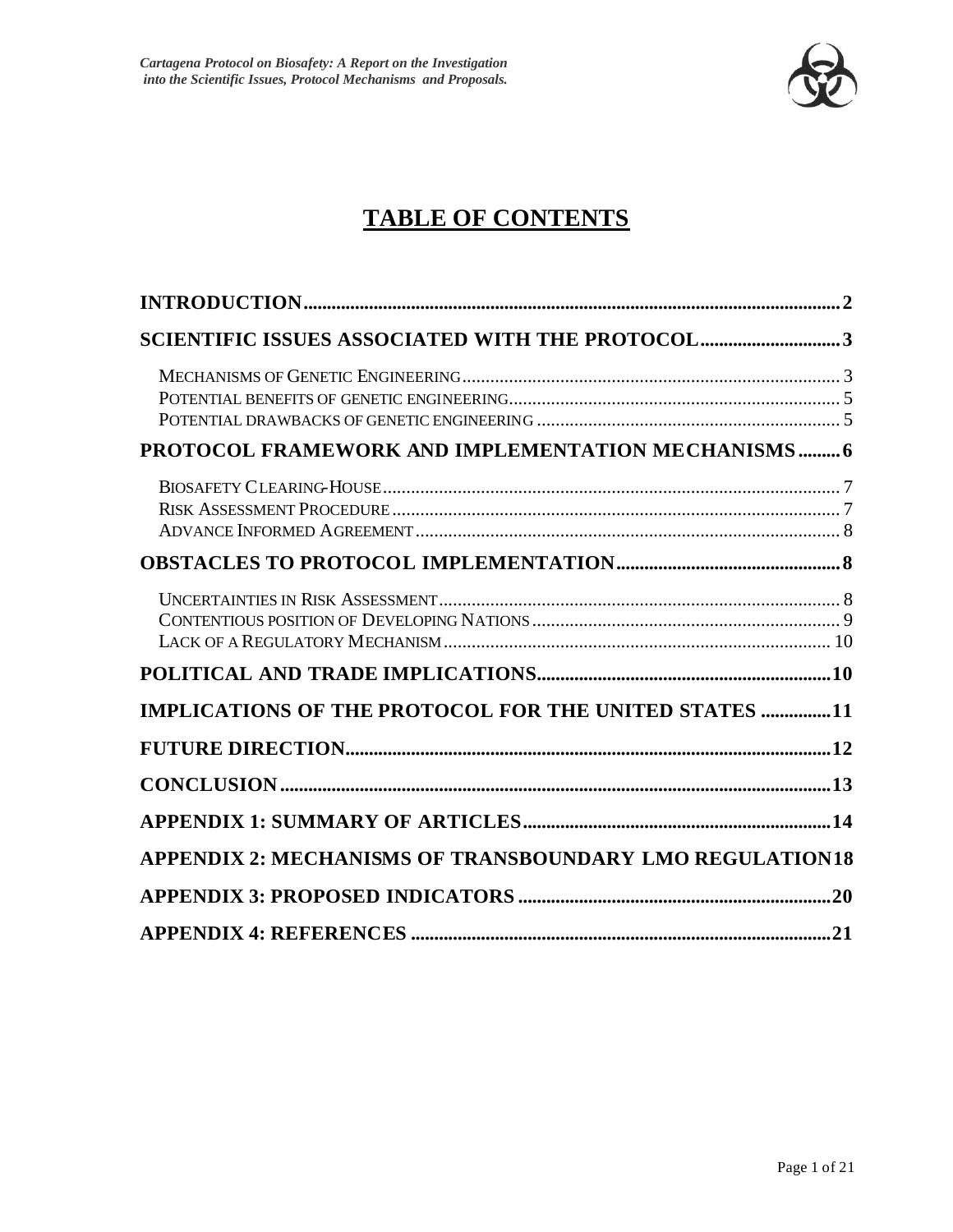# TABLE OF CONTENTS

**INTRODUCTION** .......... 2

**SCIENTIFIC ISSUES ASSOCIATED WITH THE PROTOCOL** .......... 3

- Mechanisms of Genetic Engineering .......... 3
- Potential benefits of genetic engineering .......... 5
- Potential drawbacks of genetic engineering .......... 5

**PROTOCOL FRAMEWORK AND IMPLEMENTATION MECHANISMS** .......... 6

- Biosafety Clearing-House .......... 7
- Risk Assessment Procedure .......... 7
- Advance Informed Agreement .......... 8

**OBSTACLES TO PROTOCOL IMPLEMENTATION** .......... 8

- Uncertainties in Risk Assessment .......... 8
- Contentious position of Developing Nations .......... 9
- Lack of a Regulatory Mechanism .......... 10

**POLITICAL AND TRADE IMPLICATIONS** .......... 10

**IMPLICATIONS OF THE PROTOCOL FOR THE UNITED STATES** .......... 11

**FUTURE DIRECTION** .......... 12

**CONCLUSION** .......... 13

**APPENDIX 1: SUMMARY OF ARTICLES** .......... 14

**APPENDIX 2: MECHANISMS OF TRANSBOUNDARY LMO REGULATION** .......... 18

**APPENDIX 3: PROPOSED INDICATORS** .......... 20

**APPENDIX 4: REFERENCES** .......... 21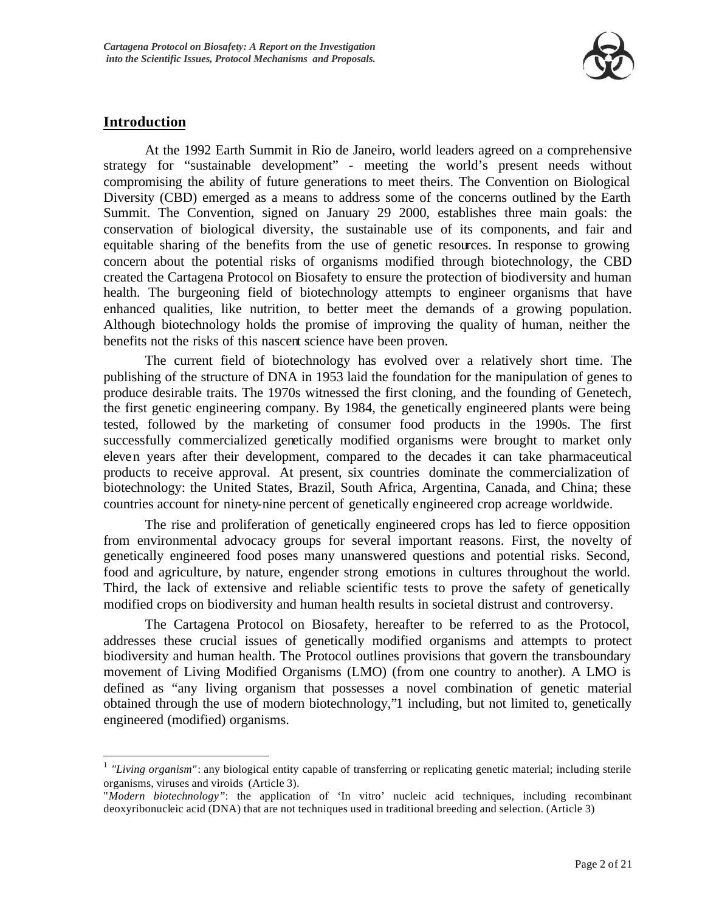## Introduction

At the 1992 Earth Summit in Rio de Janeiro, world leaders agreed on a comprehensive strategy for "sustainable development" - meeting the world's present needs without compromising the ability of future generations to meet theirs. The Convention on Biological Diversity (CBD) emerged as a means to address some of the concerns outlined by the Earth Summit. The Convention, signed on January 29 2000, establishes three main goals: the conservation of biological diversity, the sustainable use of its components, and fair and equitable sharing of the benefits from the use of genetic resources. In response to growing concern about the potential risks of organisms modified through biotechnology, the CBD created the Cartagena Protocol on Biosafety to ensure the protection of biodiversity and human health. The burgeoning field of biotechnology attempts to engineer organisms that have enhanced qualities, like nutrition, to better meet the demands of a growing population. Although biotechnology holds the promise of improving the quality of human, neither the benefits not the risks of this nascent science have been proven.

The current field of biotechnology has evolved over a relatively short time. The publishing of the structure of DNA in 1953 laid the foundation for the manipulation of genes to produce desirable traits. The 1970s witnessed the first cloning, and the founding of Genetech, the first genetic engineering company. By 1984, the genetically engineered plants were being tested, followed by the marketing of consumer food products in the 1990s. The first successfully commercialized genetically modified organisms were brought to market only eleven years after their development, compared to the decades it can take pharmaceutical products to receive approval. At present, six countries dominate the commercialization of biotechnology: the United States, Brazil, South Africa, Argentina, Canada, and China; these countries account for ninety-nine percent of genetically engineered crop acreage worldwide.

The rise and proliferation of genetically engineered crops has led to fierce opposition from environmental advocacy groups for several important reasons. First, the novelty of genetically engineered food poses many unanswered questions and potential risks. Second, food and agriculture, by nature, engender strong emotions in cultures throughout the world. Third, the lack of extensive and reliable scientific tests to prove the safety of genetically modified crops on biodiversity and human health results in societal distrust and controversy.

The Cartagena Protocol on Biosafety, hereafter to be referred to as the Protocol, addresses these crucial issues of genetically modified organisms and attempts to protect biodiversity and human health. The Protocol outlines provisions that govern the transboundary movement of Living Modified Organisms (LMO) (from one country to another). A LMO is defined as "any living organism that possesses a novel combination of genetic material obtained through the use of modern biotechnology,"1 including, but not limited to, genetically engineered (modified) organisms.

---

[1] *"Living organism"*: any biological entity capable of transferring or replicating genetic material; including sterile organisms, viruses and viroids (Article 3).

"*Modern biotechnology"*: the application of 'In vitro' nucleic acid techniques, including recombinant deoxyribonucleic acid (DNA) that are not techniques used in traditional breeding and selection. (Article 3)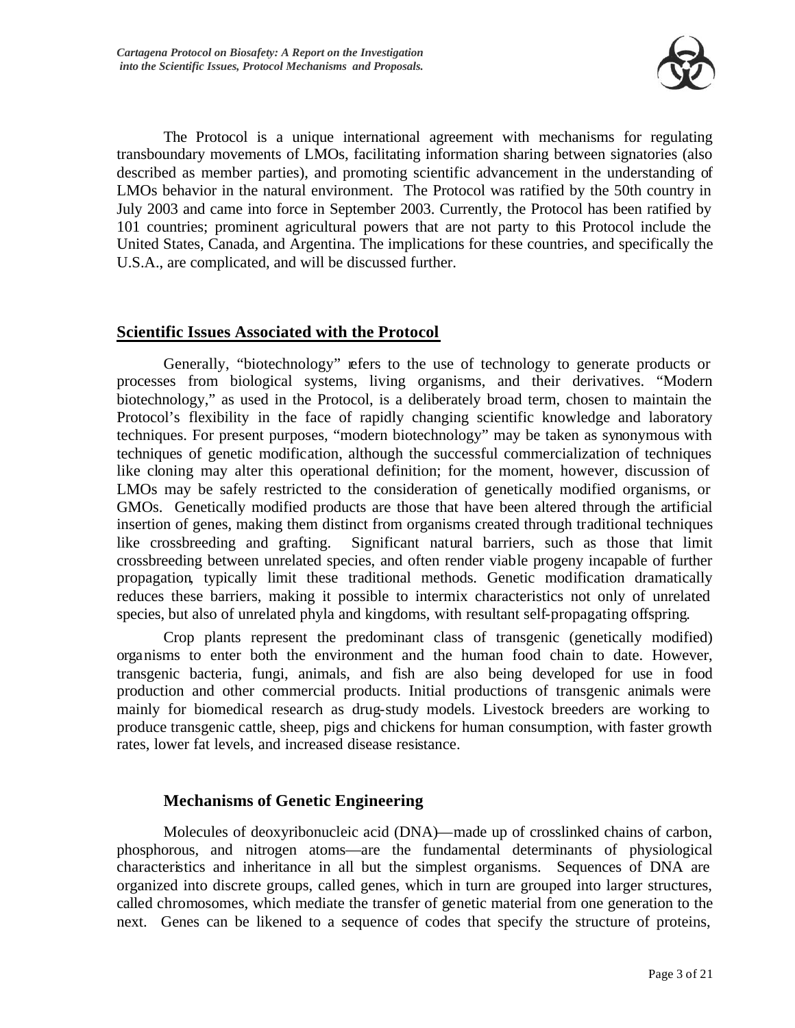The Protocol is a unique international agreement with mechanisms for regulating transboundary movements of LMOs, facilitating information sharing between signatories (also described as member parties), and promoting scientific advancement in the understanding of LMOs behavior in the natural environment. The Protocol was ratified by the 50th country in July 2003 and came into force in September 2003. Currently, the Protocol has been ratified by 101 countries; prominent agricultural powers that are not party to this Protocol include the United States, Canada, and Argentina. The implications for these countries, and specifically the U.S.A., are complicated, and will be discussed further.

## Scientific Issues Associated with the Protocol

Generally, "biotechnology" refers to the use of technology to generate products or processes from biological systems, living organisms, and their derivatives. "Modern biotechnology," as used in the Protocol, is a deliberately broad term, chosen to maintain the Protocol's flexibility in the face of rapidly changing scientific knowledge and laboratory techniques. For present purposes, "modern biotechnology" may be taken as synonymous with techniques of genetic modification, although the successful commercialization of techniques like cloning may alter this operational definition; for the moment, however, discussion of LMOs may be safely restricted to the consideration of genetically modified organisms, or GMOs. Genetically modified products are those that have been altered through the artificial insertion of genes, making them distinct from organisms created through traditional techniques like crossbreeding and grafting. Significant natural barriers, such as those that limit crossbreeding between unrelated species, and often render viable progeny incapable of further propagation, typically limit these traditional methods. Genetic modification dramatically reduces these barriers, making it possible to intermix characteristics not only of unrelated species, but also of unrelated phyla and kingdoms, with resultant self-propagating offspring.

Crop plants represent the predominant class of transgenic (genetically modified) organisms to enter both the environment and the human food chain to date. However, transgenic bacteria, fungi, animals, and fish are also being developed for use in food production and other commercial products. Initial productions of transgenic animals were mainly for biomedical research as drug-study models. Livestock breeders are working to produce transgenic cattle, sheep, pigs and chickens for human consumption, with faster growth rates, lower fat levels, and increased disease resistance.

### Mechanisms of Genetic Engineering

Molecules of deoxyribonucleic acid (DNA)—made up of crosslinked chains of carbon, phosphorous, and nitrogen atoms—are the fundamental determinants of physiological characteristics and inheritance in all but the simplest organisms. Sequences of DNA are organized into discrete groups, called genes, which in turn are grouped into larger structures, called chromosomes, which mediate the transfer of genetic material from one generation to the next. Genes can be likened to a sequence of codes that specify the structure of proteins,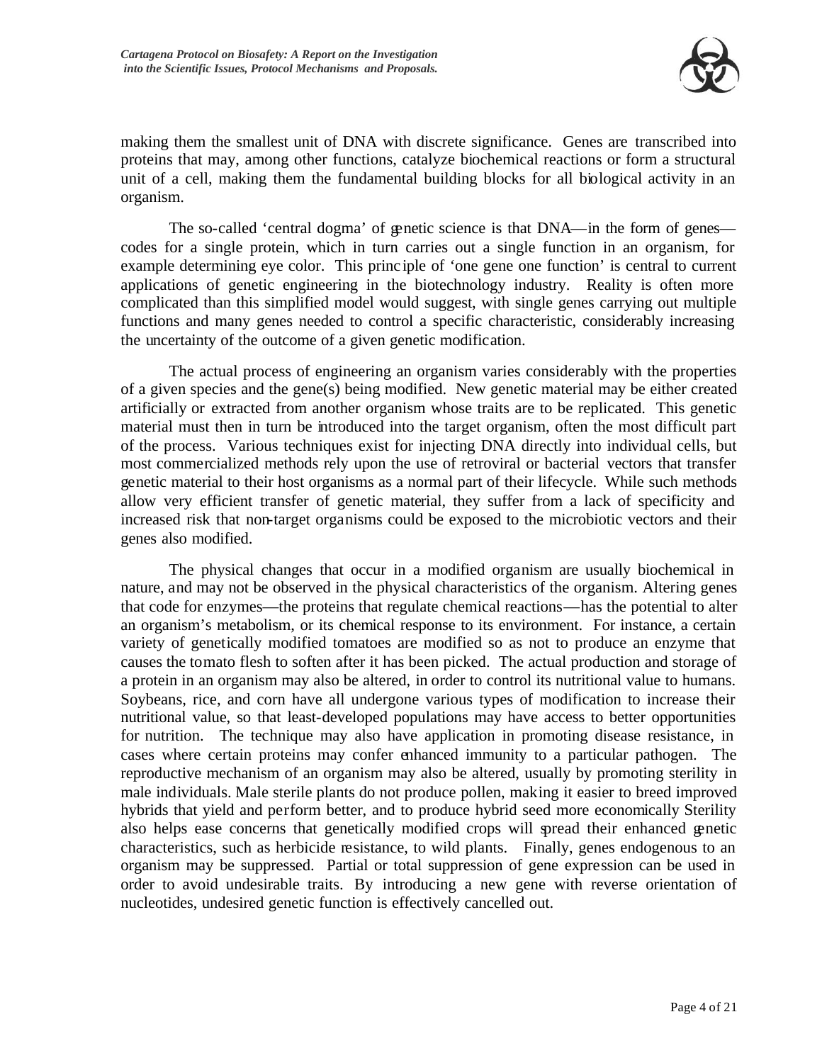making them the smallest unit of DNA with discrete significance. Genes are transcribed into proteins that may, among other functions, catalyze biochemical reactions or form a structural unit of a cell, making them the fundamental building blocks for all biological activity in an organism.

The so-called 'central dogma' of genetic science is that DNA—in the form of genes—codes for a single protein, which in turn carries out a single function in an organism, for example determining eye color. This principle of 'one gene one function' is central to current applications of genetic engineering in the biotechnology industry. Reality is often more complicated than this simplified model would suggest, with single genes carrying out multiple functions and many genes needed to control a specific characteristic, considerably increasing the uncertainty of the outcome of a given genetic modification.

The actual process of engineering an organism varies considerably with the properties of a given species and the gene(s) being modified. New genetic material may be either created artificially or extracted from another organism whose traits are to be replicated. This genetic material must then in turn be introduced into the target organism, often the most difficult part of the process. Various techniques exist for injecting DNA directly into individual cells, but most commercialized methods rely upon the use of retroviral or bacterial vectors that transfer genetic material to their host organisms as a normal part of their lifecycle. While such methods allow very efficient transfer of genetic material, they suffer from a lack of specificity and increased risk that non-target organisms could be exposed to the microbiotic vectors and their genes also modified.

The physical changes that occur in a modified organism are usually biochemical in nature, and may not be observed in the physical characteristics of the organism. Altering genes that code for enzymes—the proteins that regulate chemical reactions—has the potential to alter an organism's metabolism, or its chemical response to its environment. For instance, a certain variety of genetically modified tomatoes are modified so as not to produce an enzyme that causes the tomato flesh to soften after it has been picked. The actual production and storage of a protein in an organism may also be altered, in order to control its nutritional value to humans. Soybeans, rice, and corn have all undergone various types of modification to increase their nutritional value, so that least-developed populations may have access to better opportunities for nutrition. The technique may also have application in promoting disease resistance, in cases where certain proteins may confer enhanced immunity to a particular pathogen. The reproductive mechanism of an organism may also be altered, usually by promoting sterility in male individuals. Male sterile plants do not produce pollen, making it easier to breed improved hybrids that yield and perform better, and to produce hybrid seed more economically Sterility also helps ease concerns that genetically modified crops will spread their enhanced genetic characteristics, such as herbicide resistance, to wild plants. Finally, genes endogenous to an organism may be suppressed. Partial or total suppression of gene expression can be used in order to avoid undesirable traits. By introducing a new gene with reverse orientation of nucleotides, undesired genetic function is effectively cancelled out.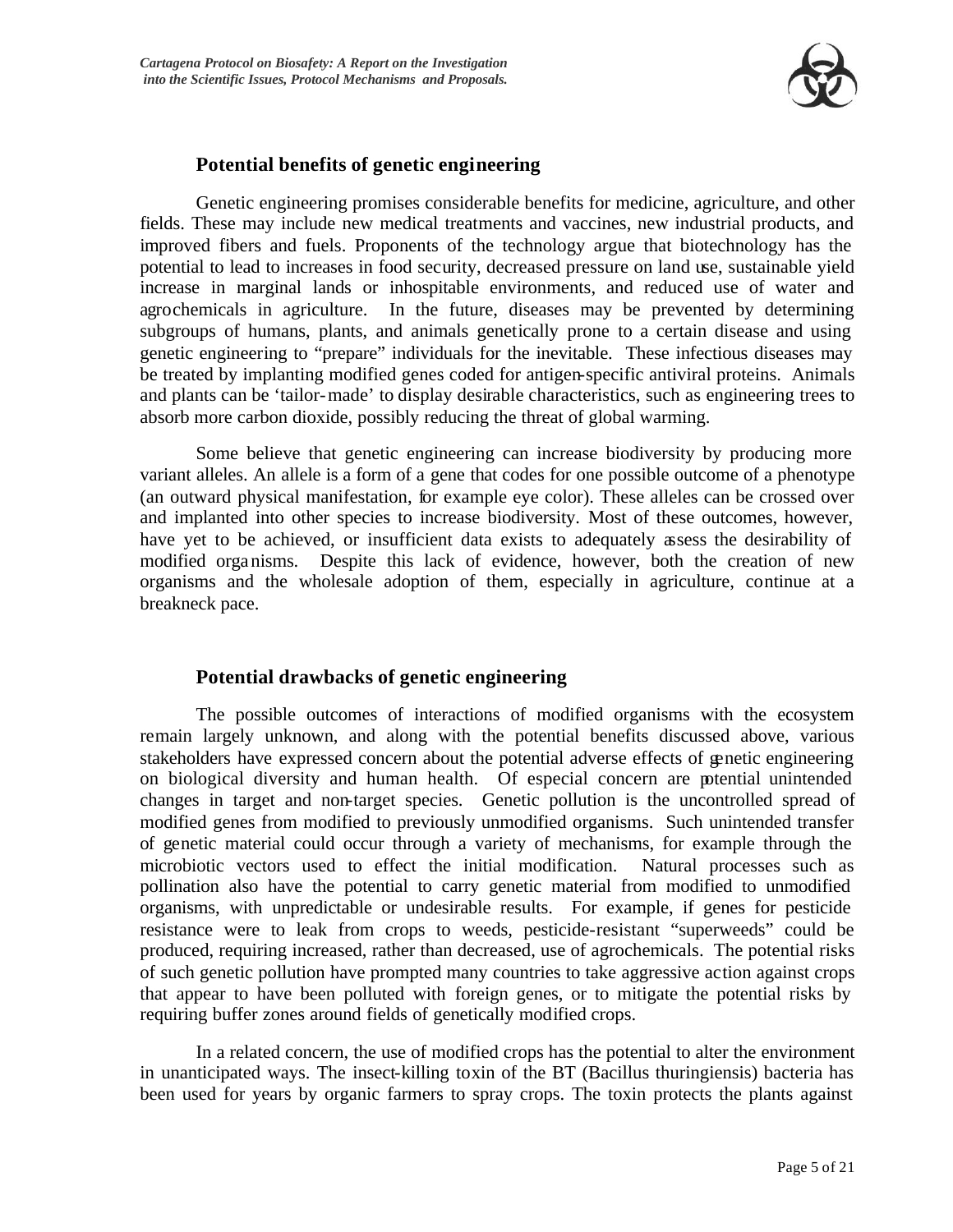### Potential benefits of genetic engineering

Genetic engineering promises considerable benefits for medicine, agriculture, and other fields. These may include new medical treatments and vaccines, new industrial products, and improved fibers and fuels. Proponents of the technology argue that biotechnology has the potential to lead to increases in food security, decreased pressure on land use, sustainable yield increase in marginal lands or inhospitable environments, and reduced use of water and agrochemicals in agriculture. In the future, diseases may be prevented by determining subgroups of humans, plants, and animals genetically prone to a certain disease and using genetic engineering to "prepare" individuals for the inevitable. These infectious diseases may be treated by implanting modified genes coded for antigen-specific antiviral proteins. Animals and plants can be 'tailor-made' to display desirable characteristics, such as engineering trees to absorb more carbon dioxide, possibly reducing the threat of global warming.

Some believe that genetic engineering can increase biodiversity by producing more variant alleles. An allele is a form of a gene that codes for one possible outcome of a phenotype (an outward physical manifestation, for example eye color). These alleles can be crossed over and implanted into other species to increase biodiversity. Most of these outcomes, however, have yet to be achieved, or insufficient data exists to adequately assess the desirability of modified organisms. Despite this lack of evidence, however, both the creation of new organisms and the wholesale adoption of them, especially in agriculture, continue at a breakneck pace.

### Potential drawbacks of genetic engineering

The possible outcomes of interactions of modified organisms with the ecosystem remain largely unknown, and along with the potential benefits discussed above, various stakeholders have expressed concern about the potential adverse effects of genetic engineering on biological diversity and human health. Of especial concern are potential unintended changes in target and non-target species. Genetic pollution is the uncontrolled spread of modified genes from modified to previously unmodified organisms. Such unintended transfer of genetic material could occur through a variety of mechanisms, for example through the microbiotic vectors used to effect the initial modification. Natural processes such as pollination also have the potential to carry genetic material from modified to unmodified organisms, with unpredictable or undesirable results. For example, if genes for pesticide resistance were to leak from crops to weeds, pesticide-resistant "superweeds" could be produced, requiring increased, rather than decreased, use of agrochemicals. The potential risks of such genetic pollution have prompted many countries to take aggressive action against crops that appear to have been polluted with foreign genes, or to mitigate the potential risks by requiring buffer zones around fields of genetically modified crops.

In a related concern, the use of modified crops has the potential to alter the environment in unanticipated ways. The insect-killing toxin of the BT (Bacillus thuringiensis) bacteria has been used for years by organic farmers to spray crops. The toxin protects the plants against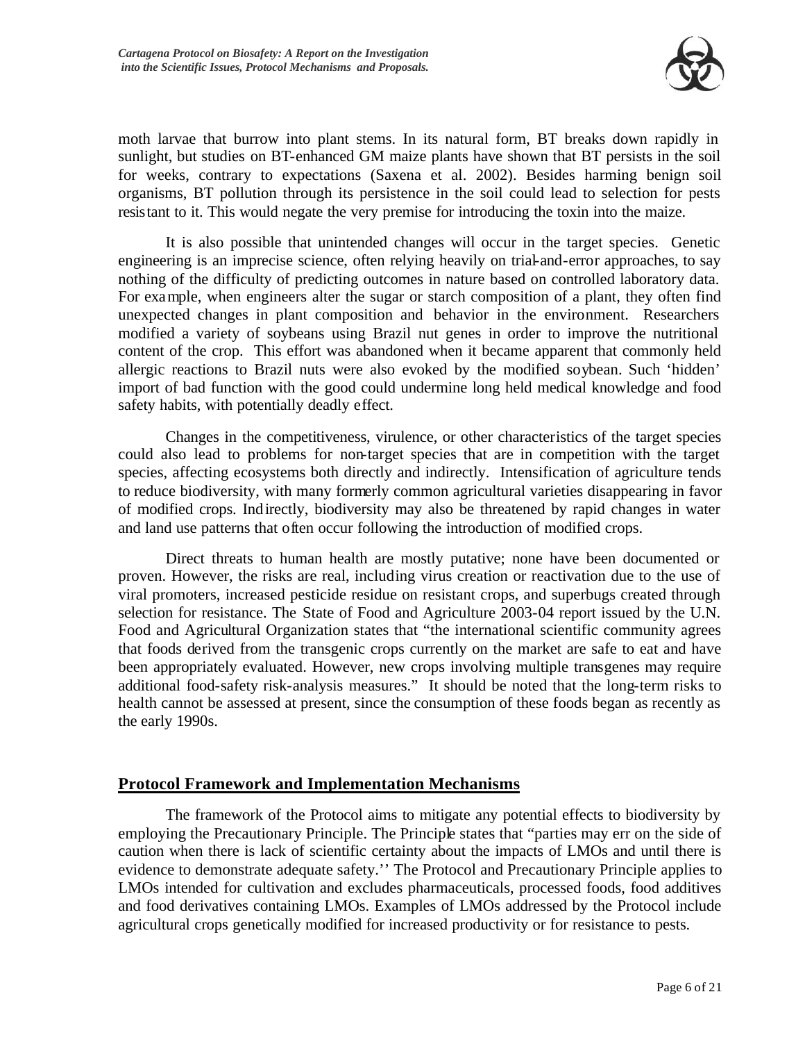moth larvae that burrow into plant stems. In its natural form, BT breaks down rapidly in sunlight, but studies on BT-enhanced GM maize plants have shown that BT persists in the soil for weeks, contrary to expectations (Saxena et al. 2002). Besides harming benign soil organisms, BT pollution through its persistence in the soil could lead to selection for pests resistant to it. This would negate the very premise for introducing the toxin into the maize.

It is also possible that unintended changes will occur in the target species. Genetic engineering is an imprecise science, often relying heavily on trial-and-error approaches, to say nothing of the difficulty of predicting outcomes in nature based on controlled laboratory data. For example, when engineers alter the sugar or starch composition of a plant, they often find unexpected changes in plant composition and behavior in the environment. Researchers modified a variety of soybeans using Brazil nut genes in order to improve the nutritional content of the crop. This effort was abandoned when it became apparent that commonly held allergic reactions to Brazil nuts were also evoked by the modified soybean. Such 'hidden' import of bad function with the good could undermine long held medical knowledge and food safety habits, with potentially deadly effect.

Changes in the competitiveness, virulence, or other characteristics of the target species could also lead to problems for non-target species that are in competition with the target species, affecting ecosystems both directly and indirectly. Intensification of agriculture tends to reduce biodiversity, with many formerly common agricultural varieties disappearing in favor of modified crops. Indirectly, biodiversity may also be threatened by rapid changes in water and land use patterns that often occur following the introduction of modified crops.

Direct threats to human health are mostly putative; none have been documented or proven. However, the risks are real, including virus creation or reactivation due to the use of viral promoters, increased pesticide residue on resistant crops, and superbugs created through selection for resistance. The State of Food and Agriculture 2003-04 report issued by the U.N. Food and Agricultural Organization states that "the international scientific community agrees that foods derived from the transgenic crops currently on the market are safe to eat and have been appropriately evaluated. However, new crops involving multiple transgenes may require additional food-safety risk-analysis measures." It should be noted that the long-term risks to health cannot be assessed at present, since the consumption of these foods began as recently as the early 1990s.

## Protocol Framework and Implementation Mechanisms

The framework of the Protocol aims to mitigate any potential effects to biodiversity by employing the Precautionary Principle. The Principle states that "parties may err on the side of caution when there is lack of scientific certainty about the impacts of LMOs and until there is evidence to demonstrate adequate safety.'' The Protocol and Precautionary Principle applies to LMOs intended for cultivation and excludes pharmaceuticals, processed foods, food additives and food derivatives containing LMOs. Examples of LMOs addressed by the Protocol include agricultural crops genetically modified for increased productivity or for resistance to pests.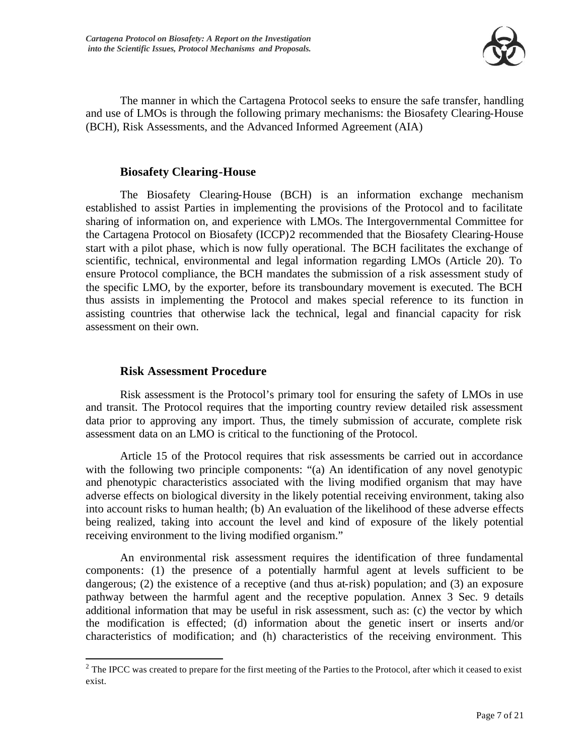The manner in which the Cartagena Protocol seeks to ensure the safe transfer, handling and use of LMOs is through the following primary mechanisms: the Biosafety Clearing-House (BCH), Risk Assessments, and the Advanced Informed Agreement (AIA)

### Biosafety Clearing-House

The Biosafety Clearing-House (BCH) is an information exchange mechanism established to assist Parties in implementing the provisions of the Protocol and to facilitate sharing of information on, and experience with LMOs. The Intergovernmental Committee for the Cartagena Protocol on Biosafety (ICCP)[2] recommended that the Biosafety Clearing-House start with a pilot phase, which is now fully operational. The BCH facilitates the exchange of scientific, technical, environmental and legal information regarding LMOs (Article 20). To ensure Protocol compliance, the BCH mandates the submission of a risk assessment study of the specific LMO, by the exporter, before its transboundary movement is executed. The BCH thus assists in implementing the Protocol and makes special reference to its function in assisting countries that otherwise lack the technical, legal and financial capacity for risk assessment on their own.

### Risk Assessment Procedure

Risk assessment is the Protocol's primary tool for ensuring the safety of LMOs in use and transit. The Protocol requires that the importing country review detailed risk assessment data prior to approving any import. Thus, the timely submission of accurate, complete risk assessment data on an LMO is critical to the functioning of the Protocol.

Article 15 of the Protocol requires that risk assessments be carried out in accordance with the following two principle components: "(a) An identification of any novel genotypic and phenotypic characteristics associated with the living modified organism that may have adverse effects on biological diversity in the likely potential receiving environment, taking also into account risks to human health; (b) An evaluation of the likelihood of these adverse effects being realized, taking into account the level and kind of exposure of the likely potential receiving environment to the living modified organism."

An environmental risk assessment requires the identification of three fundamental components: (1) the presence of a potentially harmful agent at levels sufficient to be dangerous; (2) the existence of a receptive (and thus at-risk) population; and (3) an exposure pathway between the harmful agent and the receptive population. Annex 3 Sec. 9 details additional information that may be useful in risk assessment, such as: (c) the vector by which the modification is effected; (d) information about the genetic insert or inserts and/or characteristics of modification; and (h) characteristics of the receiving environment. This

---

[2] The IPCC was created to prepare for the first meeting of the Parties to the Protocol, after which it ceased to exist exist.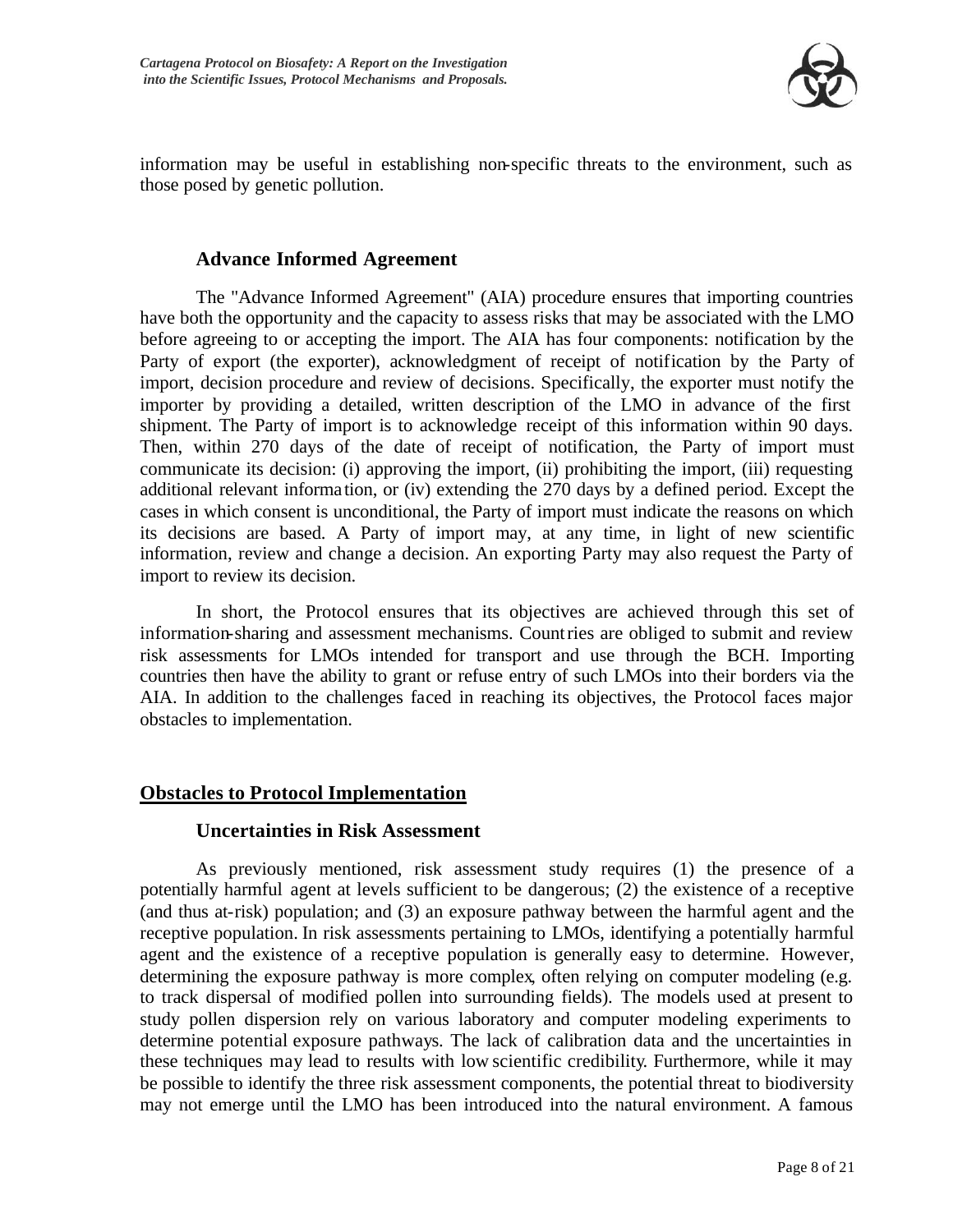information may be useful in establishing non-specific threats to the environment, such as those posed by genetic pollution.

### Advance Informed Agreement

The "Advance Informed Agreement" (AIA) procedure ensures that importing countries have both the opportunity and the capacity to assess risks that may be associated with the LMO before agreeing to or accepting the import. The AIA has four components: notification by the Party of export (the exporter), acknowledgment of receipt of notification by the Party of import, decision procedure and review of decisions. Specifically, the exporter must notify the importer by providing a detailed, written description of the LMO in advance of the first shipment. The Party of import is to acknowledge receipt of this information within 90 days. Then, within 270 days of the date of receipt of notification, the Party of import must communicate its decision: (i) approving the import, (ii) prohibiting the import, (iii) requesting additional relevant information, or (iv) extending the 270 days by a defined period. Except the cases in which consent is unconditional, the Party of import must indicate the reasons on which its decisions are based. A Party of import may, at any time, in light of new scientific information, review and change a decision. An exporting Party may also request the Party of import to review its decision.

In short, the Protocol ensures that its objectives are achieved through this set of information-sharing and assessment mechanisms. Countries are obliged to submit and review risk assessments for LMOs intended for transport and use through the BCH. Importing countries then have the ability to grant or refuse entry of such LMOs into their borders via the AIA. In addition to the challenges faced in reaching its objectives, the Protocol faces major obstacles to implementation.

## Obstacles to Protocol Implementation

### Uncertainties in Risk Assessment

As previously mentioned, risk assessment study requires (1) the presence of a potentially harmful agent at levels sufficient to be dangerous; (2) the existence of a receptive (and thus at-risk) population; and (3) an exposure pathway between the harmful agent and the receptive population. In risk assessments pertaining to LMOs, identifying a potentially harmful agent and the existence of a receptive population is generally easy to determine. However, determining the exposure pathway is more complex, often relying on computer modeling (e.g. to track dispersal of modified pollen into surrounding fields). The models used at present to study pollen dispersion rely on various laboratory and computer modeling experiments to determine potential exposure pathways. The lack of calibration data and the uncertainties in these techniques may lead to results with low scientific credibility. Furthermore, while it may be possible to identify the three risk assessment components, the potential threat to biodiversity may not emerge until the LMO has been introduced into the natural environment. A famous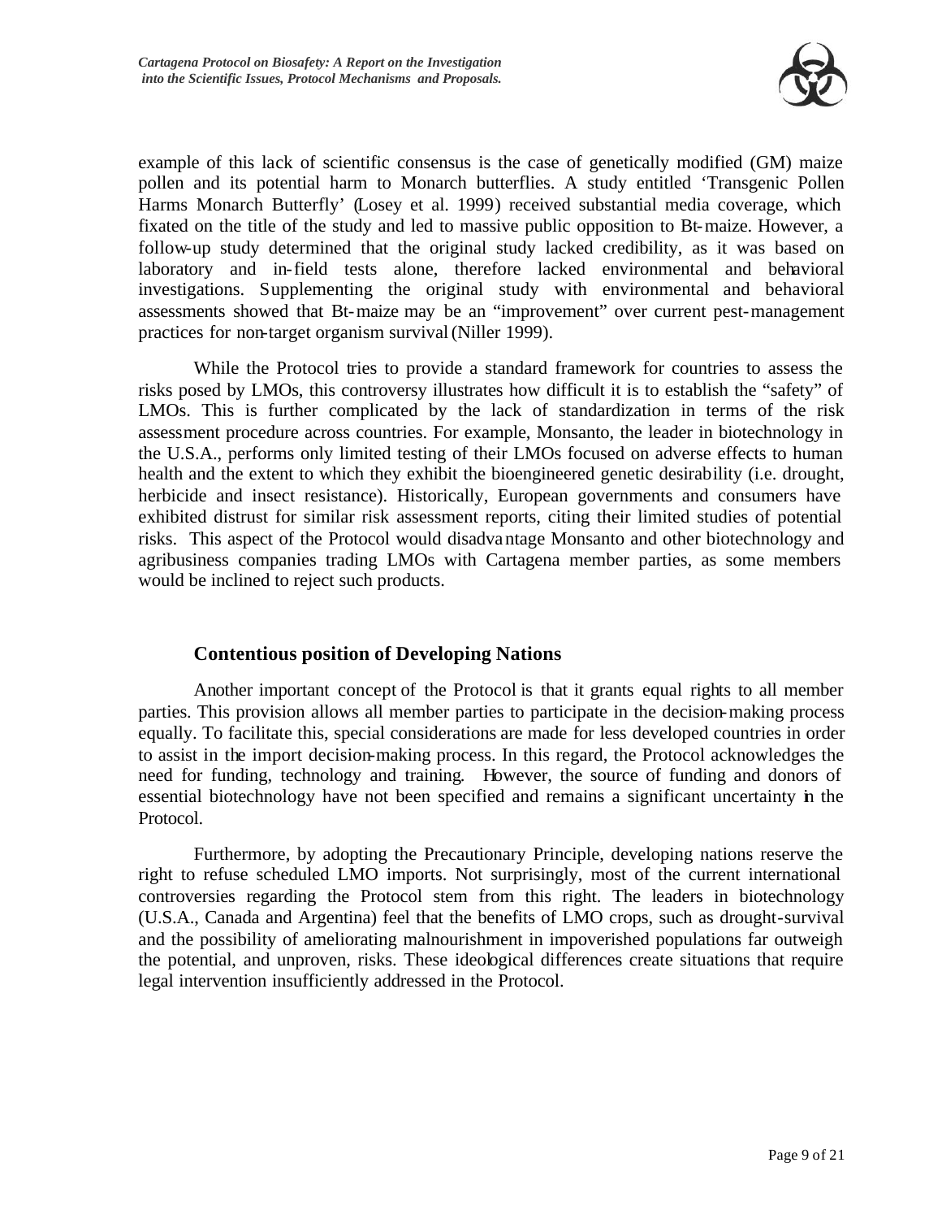example of this lack of scientific consensus is the case of genetically modified (GM) maize pollen and its potential harm to Monarch butterflies. A study entitled 'Transgenic Pollen Harms Monarch Butterfly' (Losey et al. 1999) received substantial media coverage, which fixated on the title of the study and led to massive public opposition to Bt-maize. However, a follow-up study determined that the original study lacked credibility, as it was based on laboratory and in-field tests alone, therefore lacked environmental and behavioral investigations. Supplementing the original study with environmental and behavioral assessments showed that Bt-maize may be an "improvement" over current pest-management practices for non-target organism survival (Niller 1999).

While the Protocol tries to provide a standard framework for countries to assess the risks posed by LMOs, this controversy illustrates how difficult it is to establish the "safety" of LMOs. This is further complicated by the lack of standardization in terms of the risk assessment procedure across countries. For example, Monsanto, the leader in biotechnology in the U.S.A., performs only limited testing of their LMOs focused on adverse effects to human health and the extent to which they exhibit the bioengineered genetic desirability (i.e. drought, herbicide and insect resistance). Historically, European governments and consumers have exhibited distrust for similar risk assessment reports, citing their limited studies of potential risks. This aspect of the Protocol would disadvantage Monsanto and other biotechnology and agribusiness companies trading LMOs with Cartagena member parties, as some members would be inclined to reject such products.

### Contentious position of Developing Nations

Another important concept of the Protocol is that it grants equal rights to all member parties. This provision allows all member parties to participate in the decision-making process equally. To facilitate this, special considerations are made for less developed countries in order to assist in the import decision-making process. In this regard, the Protocol acknowledges the need for funding, technology and training. However, the source of funding and donors of essential biotechnology have not been specified and remains a significant uncertainty in the Protocol.

Furthermore, by adopting the Precautionary Principle, developing nations reserve the right to refuse scheduled LMO imports. Not surprisingly, most of the current international controversies regarding the Protocol stem from this right. The leaders in biotechnology (U.S.A., Canada and Argentina) feel that the benefits of LMO crops, such as drought-survival and the possibility of ameliorating malnourishment in impoverished populations far outweigh the potential, and unproven, risks. These ideological differences create situations that require legal intervention insufficiently addressed in the Protocol.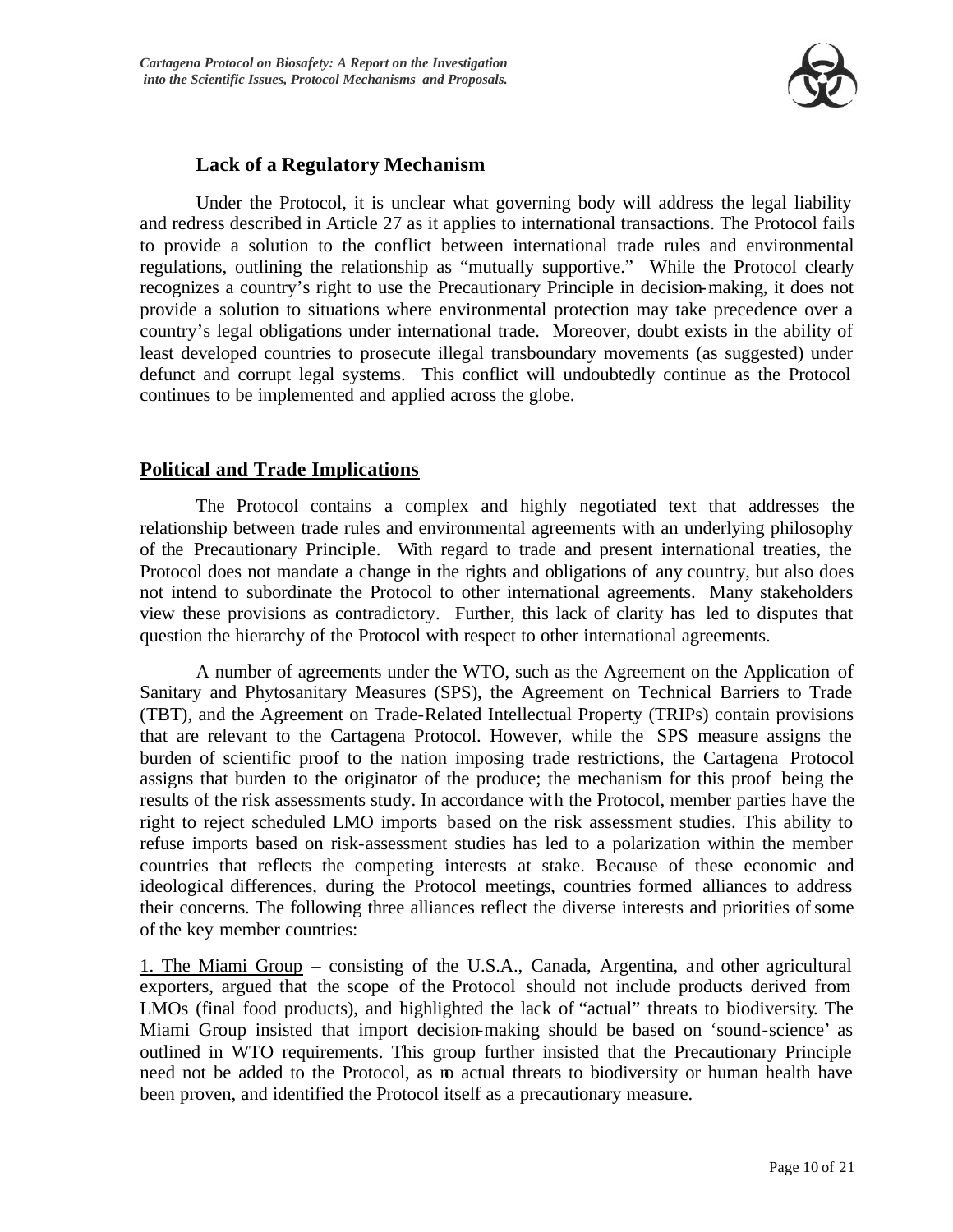### Lack of a Regulatory Mechanism

Under the Protocol, it is unclear what governing body will address the legal liability and redress described in Article 27 as it applies to international transactions. The Protocol fails to provide a solution to the conflict between international trade rules and environmental regulations, outlining the relationship as "mutually supportive." While the Protocol clearly recognizes a country's right to use the Precautionary Principle in decision-making, it does not provide a solution to situations where environmental protection may take precedence over a country's legal obligations under international trade. Moreover, doubt exists in the ability of least developed countries to prosecute illegal transboundary movements (as suggested) under defunct and corrupt legal systems. This conflict will undoubtedly continue as the Protocol continues to be implemented and applied across the globe.

## Political and Trade Implications

The Protocol contains a complex and highly negotiated text that addresses the relationship between trade rules and environmental agreements with an underlying philosophy of the Precautionary Principle. With regard to trade and present international treaties, the Protocol does not mandate a change in the rights and obligations of any country, but also does not intend to subordinate the Protocol to other international agreements. Many stakeholders view these provisions as contradictory. Further, this lack of clarity has led to disputes that question the hierarchy of the Protocol with respect to other international agreements.

A number of agreements under the WTO, such as the Agreement on the Application of Sanitary and Phytosanitary Measures (SPS), the Agreement on Technical Barriers to Trade (TBT), and the Agreement on Trade-Related Intellectual Property (TRIPs) contain provisions that are relevant to the Cartagena Protocol. However, while the SPS measure assigns the burden of scientific proof to the nation imposing trade restrictions, the Cartagena Protocol assigns that burden to the originator of the produce; the mechanism for this proof being the results of the risk assessments study. In accordance with the Protocol, member parties have the right to reject scheduled LMO imports based on the risk assessment studies. This ability to refuse imports based on risk-assessment studies has led to a polarization within the member countries that reflects the competing interests at stake. Because of these economic and ideological differences, during the Protocol meetings, countries formed alliances to address their concerns. The following three alliances reflect the diverse interests and priorities of some of the key member countries:

1. The Miami Group – consisting of the U.S.A., Canada, Argentina, and other agricultural exporters, argued that the scope of the Protocol should not include products derived from LMOs (final food products), and highlighted the lack of "actual" threats to biodiversity. The Miami Group insisted that import decision-making should be based on 'sound-science' as outlined in WTO requirements. This group further insisted that the Precautionary Principle need not be added to the Protocol, as no actual threats to biodiversity or human health have been proven, and identified the Protocol itself as a precautionary measure.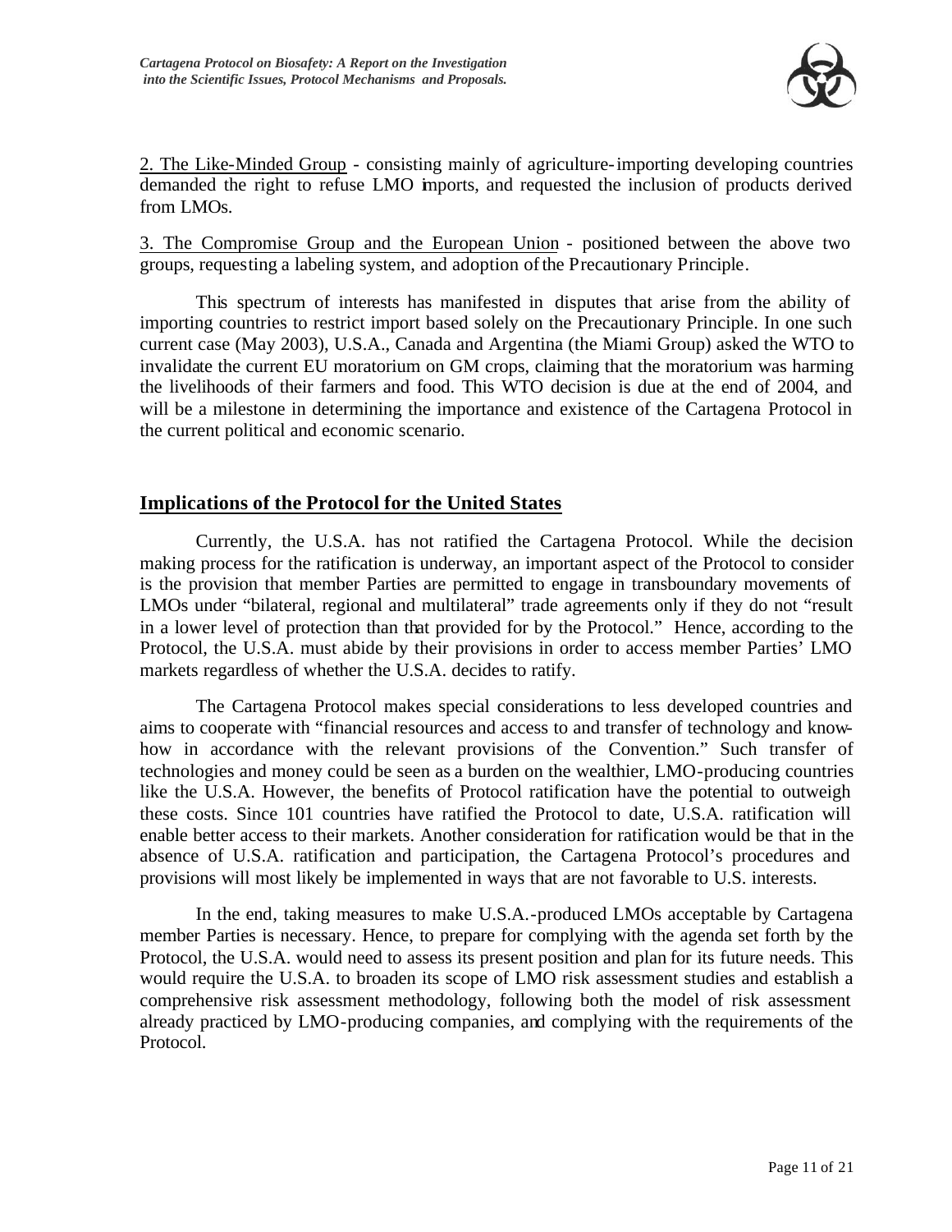2. The Like-Minded Group - consisting mainly of agriculture-importing developing countries demanded the right to refuse LMO imports, and requested the inclusion of products derived from LMOs.

3. The Compromise Group and the European Union - positioned between the above two groups, requesting a labeling system, and adoption of the Precautionary Principle.

This spectrum of interests has manifested in disputes that arise from the ability of importing countries to restrict import based solely on the Precautionary Principle. In one such current case (May 2003), U.S.A., Canada and Argentina (the Miami Group) asked the WTO to invalidate the current EU moratorium on GM crops, claiming that the moratorium was harming the livelihoods of their farmers and food. This WTO decision is due at the end of 2004, and will be a milestone in determining the importance and existence of the Cartagena Protocol in the current political and economic scenario.

## Implications of the Protocol for the United States

Currently, the U.S.A. has not ratified the Cartagena Protocol. While the decision making process for the ratification is underway, an important aspect of the Protocol to consider is the provision that member Parties are permitted to engage in transboundary movements of LMOs under "bilateral, regional and multilateral" trade agreements only if they do not "result in a lower level of protection than that provided for by the Protocol." Hence, according to the Protocol, the U.S.A. must abide by their provisions in order to access member Parties' LMO markets regardless of whether the U.S.A. decides to ratify.

The Cartagena Protocol makes special considerations to less developed countries and aims to cooperate with "financial resources and access to and transfer of technology and know-how in accordance with the relevant provisions of the Convention." Such transfer of technologies and money could be seen as a burden on the wealthier, LMO-producing countries like the U.S.A. However, the benefits of Protocol ratification have the potential to outweigh these costs. Since 101 countries have ratified the Protocol to date, U.S.A. ratification will enable better access to their markets. Another consideration for ratification would be that in the absence of U.S.A. ratification and participation, the Cartagena Protocol's procedures and provisions will most likely be implemented in ways that are not favorable to U.S. interests.

In the end, taking measures to make U.S.A.-produced LMOs acceptable by Cartagena member Parties is necessary. Hence, to prepare for complying with the agenda set forth by the Protocol, the U.S.A. would need to assess its present position and plan for its future needs. This would require the U.S.A. to broaden its scope of LMO risk assessment studies and establish a comprehensive risk assessment methodology, following both the model of risk assessment already practiced by LMO-producing companies, and complying with the requirements of the Protocol.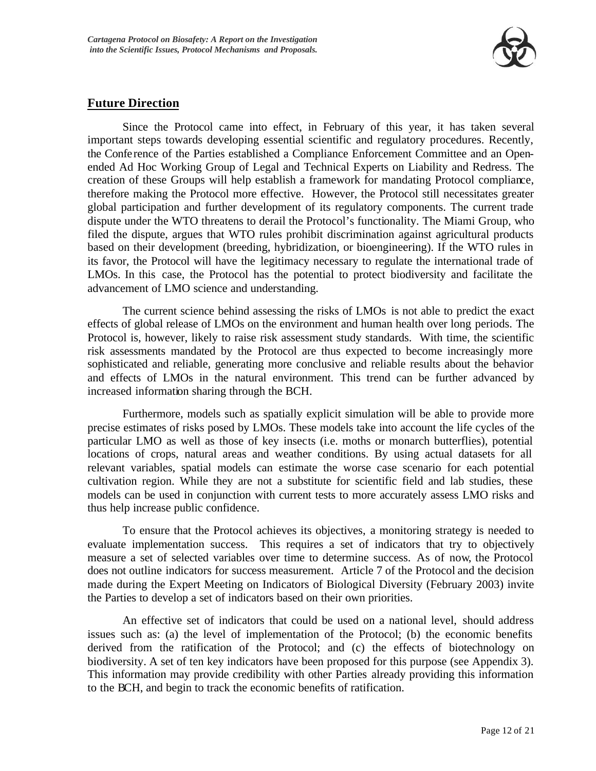## Future Direction

Since the Protocol came into effect, in February of this year, it has taken several important steps towards developing essential scientific and regulatory procedures. Recently, the Conference of the Parties established a Compliance Enforcement Committee and an Open-ended Ad Hoc Working Group of Legal and Technical Experts on Liability and Redress. The creation of these Groups will help establish a framework for mandating Protocol compliance, therefore making the Protocol more effective. However, the Protocol still necessitates greater global participation and further development of its regulatory components. The current trade dispute under the WTO threatens to derail the Protocol's functionality. The Miami Group, who filed the dispute, argues that WTO rules prohibit discrimination against agricultural products based on their development (breeding, hybridization, or bioengineering). If the WTO rules in its favor, the Protocol will have the legitimacy necessary to regulate the international trade of LMOs. In this case, the Protocol has the potential to protect biodiversity and facilitate the advancement of LMO science and understanding.

The current science behind assessing the risks of LMOs is not able to predict the exact effects of global release of LMOs on the environment and human health over long periods. The Protocol is, however, likely to raise risk assessment study standards. With time, the scientific risk assessments mandated by the Protocol are thus expected to become increasingly more sophisticated and reliable, generating more conclusive and reliable results about the behavior and effects of LMOs in the natural environment. This trend can be further advanced by increased information sharing through the BCH.

Furthermore, models such as spatially explicit simulation will be able to provide more precise estimates of risks posed by LMOs. These models take into account the life cycles of the particular LMO as well as those of key insects (i.e. moths or monarch butterflies), potential locations of crops, natural areas and weather conditions. By using actual datasets for all relevant variables, spatial models can estimate the worse case scenario for each potential cultivation region. While they are not a substitute for scientific field and lab studies, these models can be used in conjunction with current tests to more accurately assess LMO risks and thus help increase public confidence.

To ensure that the Protocol achieves its objectives, a monitoring strategy is needed to evaluate implementation success. This requires a set of indicators that try to objectively measure a set of selected variables over time to determine success. As of now, the Protocol does not outline indicators for success measurement. Article 7 of the Protocol and the decision made during the Expert Meeting on Indicators of Biological Diversity (February 2003) invite the Parties to develop a set of indicators based on their own priorities.

An effective set of indicators that could be used on a national level, should address issues such as: (a) the level of implementation of the Protocol; (b) the economic benefits derived from the ratification of the Protocol; and (c) the effects of biotechnology on biodiversity. A set of ten key indicators have been proposed for this purpose (see Appendix 3). This information may provide credibility with other Parties already providing this information to the BCH, and begin to track the economic benefits of ratification.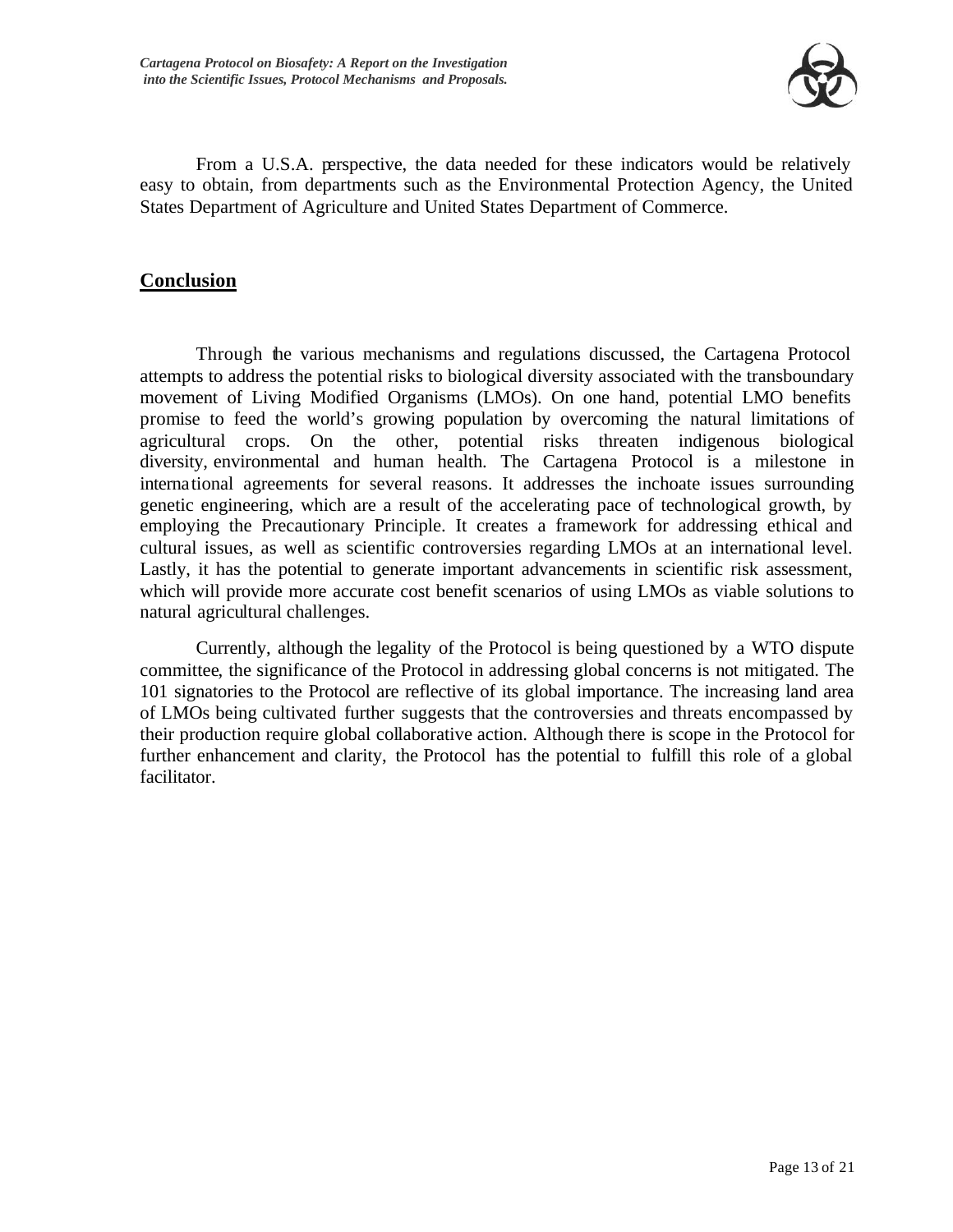From a U.S.A. perspective, the data needed for these indicators would be relatively easy to obtain, from departments such as the Environmental Protection Agency, the United States Department of Agriculture and United States Department of Commerce.

## **Conclusion**

Through the various mechanisms and regulations discussed, the Cartagena Protocol attempts to address the potential risks to biological diversity associated with the transboundary movement of Living Modified Organisms (LMOs). On one hand, potential LMO benefits promise to feed the world's growing population by overcoming the natural limitations of agricultural crops. On the other, potential risks threaten indigenous biological diversity, environmental and human health. The Cartagena Protocol is a milestone in international agreements for several reasons. It addresses the inchoate issues surrounding genetic engineering, which are a result of the accelerating pace of technological growth, by employing the Precautionary Principle. It creates a framework for addressing ethical and cultural issues, as well as scientific controversies regarding LMOs at an international level. Lastly, it has the potential to generate important advancements in scientific risk assessment, which will provide more accurate cost benefit scenarios of using LMOs as viable solutions to natural agricultural challenges.

Currently, although the legality of the Protocol is being questioned by a WTO dispute committee, the significance of the Protocol in addressing global concerns is not mitigated. The 101 signatories to the Protocol are reflective of its global importance. The increasing land area of LMOs being cultivated further suggests that the controversies and threats encompassed by their production require global collaborative action. Although there is scope in the Protocol for further enhancement and clarity, the Protocol has the potential to fulfill this role of a global facilitator.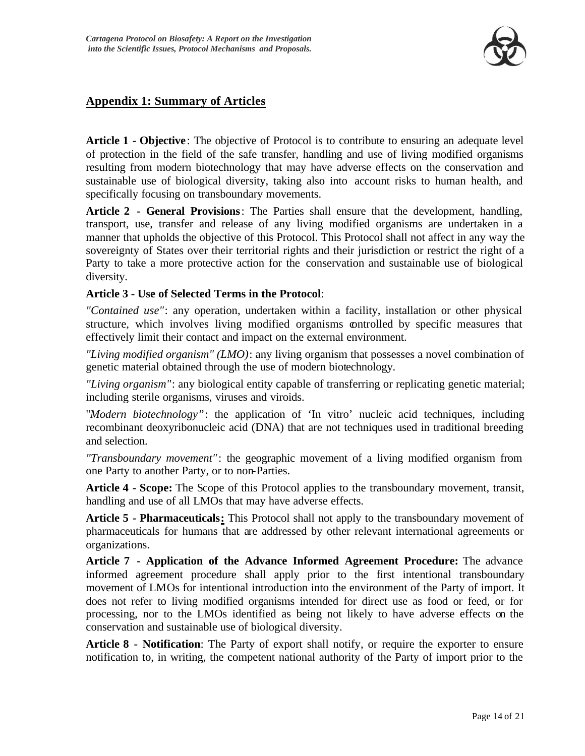## Appendix 1: Summary of Articles

**Article 1 - Objective**: The objective of Protocol is to contribute to ensuring an adequate level of protection in the field of the safe transfer, handling and use of living modified organisms resulting from modern biotechnology that may have adverse effects on the conservation and sustainable use of biological diversity, taking also into account risks to human health, and specifically focusing on transboundary movements.

**Article 2 - General Provisions**: The Parties shall ensure that the development, handling, transport, use, transfer and release of any living modified organisms are undertaken in a manner that upholds the objective of this Protocol. This Protocol shall not affect in any way the sovereignty of States over their territorial rights and their jurisdiction or restrict the right of a Party to take a more protective action for the conservation and sustainable use of biological diversity.

**Article 3 - Use of Selected Terms in the Protocol**:

*"Contained use"*: any operation, undertaken within a facility, installation or other physical structure, which involves living modified organisms controlled by specific measures that effectively limit their contact and impact on the external environment.

*"Living modified organism" (LMO)*: any living organism that possesses a novel combination of genetic material obtained through the use of modern biotechnology.

*"Living organism"*: any biological entity capable of transferring or replicating genetic material; including sterile organisms, viruses and viroids.

"*Modern biotechnology"*: the application of 'In vitro' nucleic acid techniques, including recombinant deoxyribonucleic acid (DNA) that are not techniques used in traditional breeding and selection.

*"Transboundary movement"*: the geographic movement of a living modified organism from one Party to another Party, or to non-Parties.

**Article 4 - Scope:** The Scope of this Protocol applies to the transboundary movement, transit, handling and use of all LMOs that may have adverse effects.

**Article 5 - Pharmaceuticals:** This Protocol shall not apply to the transboundary movement of pharmaceuticals for humans that are addressed by other relevant international agreements or organizations.

**Article 7 - Application of the Advance Informed Agreement Procedure:** The advance informed agreement procedure shall apply prior to the first intentional transboundary movement of LMOs for intentional introduction into the environment of the Party of import. It does not refer to living modified organisms intended for direct use as food or feed, or for processing, nor to the LMOs identified as being not likely to have adverse effects on the conservation and sustainable use of biological diversity.

**Article 8 - Notification**: The Party of export shall notify, or require the exporter to ensure notification to, in writing, the competent national authority of the Party of import prior to the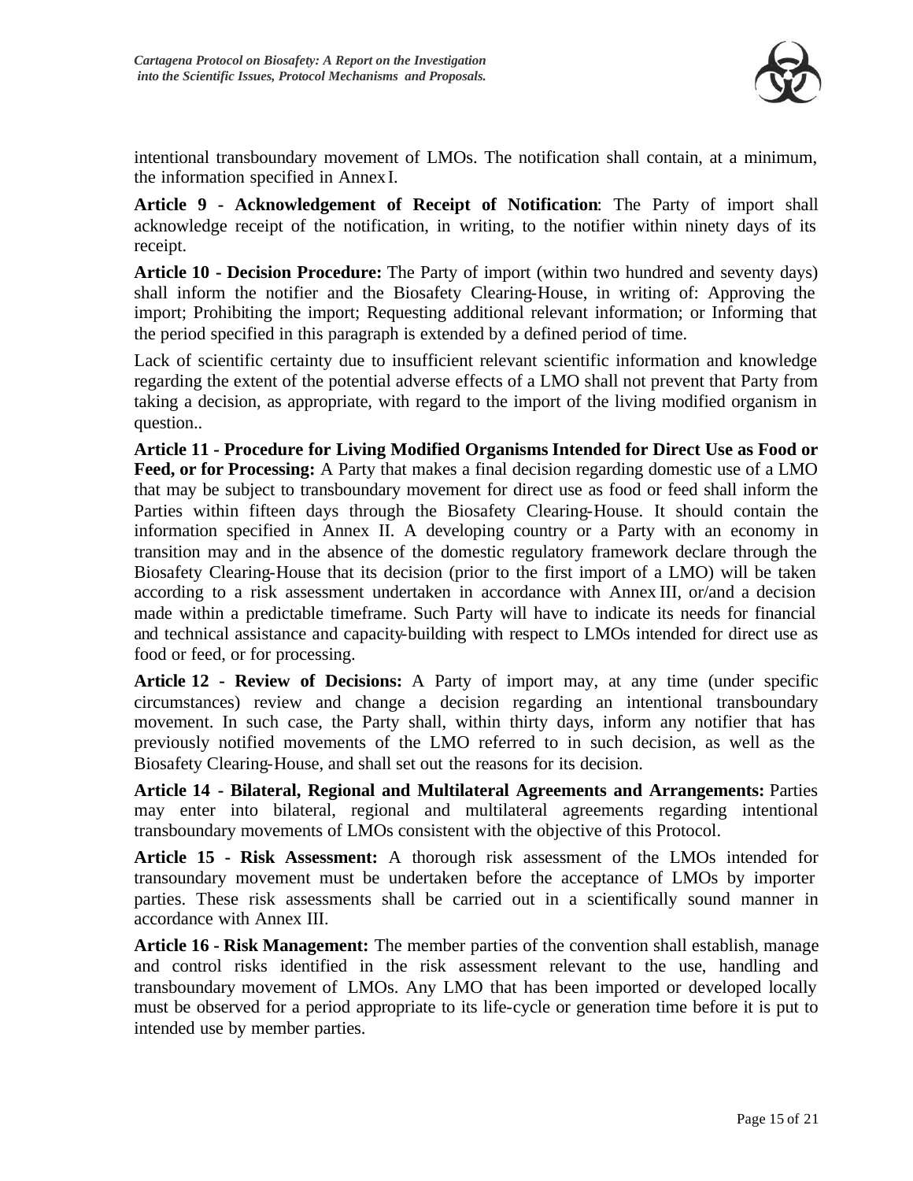intentional transboundary movement of LMOs. The notification shall contain, at a minimum, the information specified in Annex I.

**Article 9 - Acknowledgement of Receipt of Notification**: The Party of import shall acknowledge receipt of the notification, in writing, to the notifier within ninety days of its receipt.

**Article 10 - Decision Procedure:** The Party of import (within two hundred and seventy days) shall inform the notifier and the Biosafety Clearing-House, in writing of: Approving the import; Prohibiting the import; Requesting additional relevant information; or Informing that the period specified in this paragraph is extended by a defined period of time.

Lack of scientific certainty due to insufficient relevant scientific information and knowledge regarding the extent of the potential adverse effects of a LMO shall not prevent that Party from taking a decision, as appropriate, with regard to the import of the living modified organism in question..

**Article 11 - Procedure for Living Modified Organisms Intended for Direct Use as Food or Feed, or for Processing:** A Party that makes a final decision regarding domestic use of a LMO that may be subject to transboundary movement for direct use as food or feed shall inform the Parties within fifteen days through the Biosafety Clearing-House. It should contain the information specified in Annex II. A developing country or a Party with an economy in transition may and in the absence of the domestic regulatory framework declare through the Biosafety Clearing-House that its decision (prior to the first import of a LMO) will be taken according to a risk assessment undertaken in accordance with Annex III, or/and a decision made within a predictable timeframe. Such Party will have to indicate its needs for financial and technical assistance and capacity-building with respect to LMOs intended for direct use as food or feed, or for processing.

**Article 12 - Review of Decisions:** A Party of import may, at any time (under specific circumstances) review and change a decision regarding an intentional transboundary movement. In such case, the Party shall, within thirty days, inform any notifier that has previously notified movements of the LMO referred to in such decision, as well as the Biosafety Clearing-House, and shall set out the reasons for its decision.

**Article 14 - Bilateral, Regional and Multilateral Agreements and Arrangements:** Parties may enter into bilateral, regional and multilateral agreements regarding intentional transboundary movements of LMOs consistent with the objective of this Protocol.

**Article 15 - Risk Assessment:** A thorough risk assessment of the LMOs intended for transoundary movement must be undertaken before the acceptance of LMOs by importer parties. These risk assessments shall be carried out in a scientifically sound manner in accordance with Annex III.

**Article 16 - Risk Management:** The member parties of the convention shall establish, manage and control risks identified in the risk assessment relevant to the use, handling and transboundary movement of LMOs. Any LMO that has been imported or developed locally must be observed for a period appropriate to its life-cycle or generation time before it is put to intended use by member parties.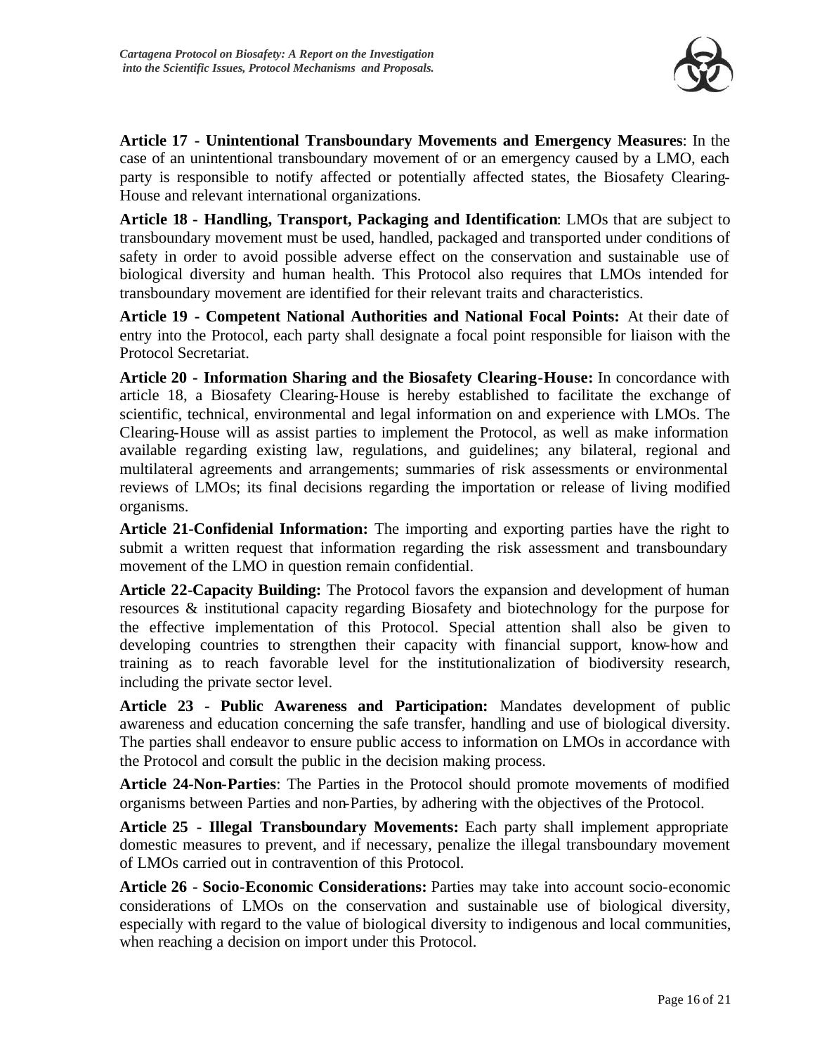**Article 17 - Unintentional Transboundary Movements and Emergency Measures**: In the case of an unintentional transboundary movement of or an emergency caused by a LMO, each party is responsible to notify affected or potentially affected states, the Biosafety Clearing-House and relevant international organizations.

**Article 18 - Handling, Transport, Packaging and Identification**: LMOs that are subject to transboundary movement must be used, handled, packaged and transported under conditions of safety in order to avoid possible adverse effect on the conservation and sustainable use of biological diversity and human health. This Protocol also requires that LMOs intended for transboundary movement are identified for their relevant traits and characteristics.

**Article 19 - Competent National Authorities and National Focal Points:** At their date of entry into the Protocol, each party shall designate a focal point responsible for liaison with the Protocol Secretariat.

**Article 20 - Information Sharing and the Biosafety Clearing-House:** In concordance with article 18, a Biosafety Clearing-House is hereby established to facilitate the exchange of scientific, technical, environmental and legal information on and experience with LMOs. The Clearing-House will as assist parties to implement the Protocol, as well as make information available regarding existing law, regulations, and guidelines; any bilateral, regional and multilateral agreements and arrangements; summaries of risk assessments or environmental reviews of LMOs; its final decisions regarding the importation or release of living modified organisms.

**Article 21-Confidenial Information:** The importing and exporting parties have the right to submit a written request that information regarding the risk assessment and transboundary movement of the LMO in question remain confidential.

**Article 22-Capacity Building:** The Protocol favors the expansion and development of human resources & institutional capacity regarding Biosafety and biotechnology for the purpose for the effective implementation of this Protocol. Special attention shall also be given to developing countries to strengthen their capacity with financial support, know-how and training as to reach favorable level for the institutionalization of biodiversity research, including the private sector level.

**Article 23 - Public Awareness and Participation:** Mandates development of public awareness and education concerning the safe transfer, handling and use of biological diversity. The parties shall endeavor to ensure public access to information on LMOs in accordance with the Protocol and consult the public in the decision making process.

**Article 24-Non-Parties**: The Parties in the Protocol should promote movements of modified organisms between Parties and non-Parties, by adhering with the objectives of the Protocol.

**Article 25 - Illegal Transboundary Movements:** Each party shall implement appropriate domestic measures to prevent, and if necessary, penalize the illegal transboundary movement of LMOs carried out in contravention of this Protocol.

**Article 26 - Socio-Economic Considerations:** Parties may take into account socio-economic considerations of LMOs on the conservation and sustainable use of biological diversity, especially with regard to the value of biological diversity to indigenous and local communities, when reaching a decision on import under this Protocol.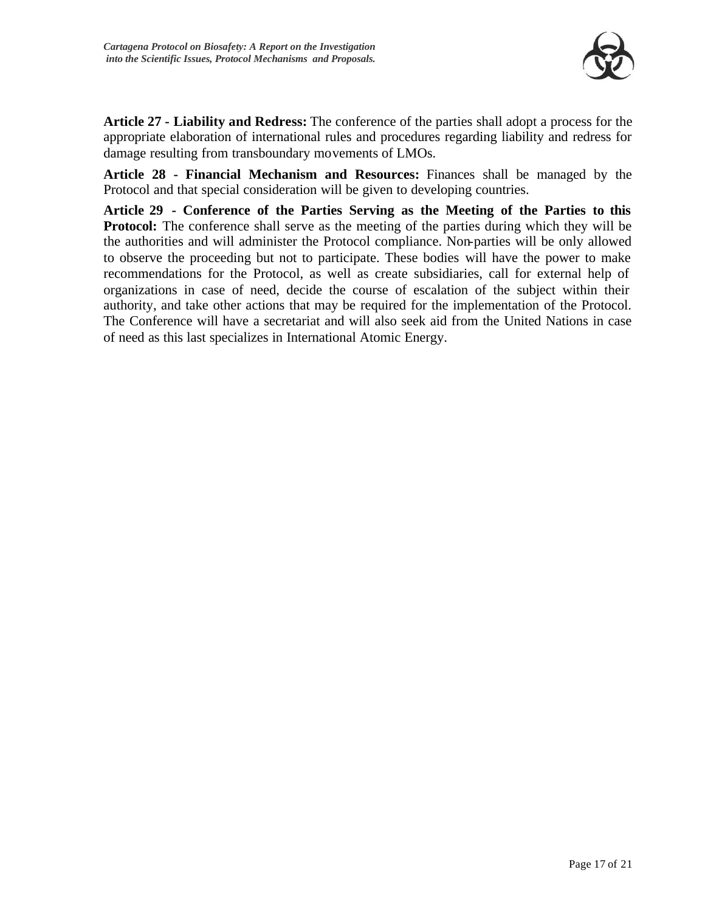**Article 27 - Liability and Redress:** The conference of the parties shall adopt a process for the appropriate elaboration of international rules and procedures regarding liability and redress for damage resulting from transboundary movements of LMOs.

**Article 28 - Financial Mechanism and Resources:** Finances shall be managed by the Protocol and that special consideration will be given to developing countries.

**Article 29 - Conference of the Parties Serving as the Meeting of the Parties to this Protocol:** The conference shall serve as the meeting of the parties during which they will be the authorities and will administer the Protocol compliance. Non-parties will be only allowed to observe the proceeding but not to participate. These bodies will have the power to make recommendations for the Protocol, as well as create subsidiaries, call for external help of organizations in case of need, decide the course of escalation of the subject within their authority, and take other actions that may be required for the implementation of the Protocol. The Conference will have a secretariat and will also seek aid from the United Nations in case of need as this last specializes in International Atomic Energy.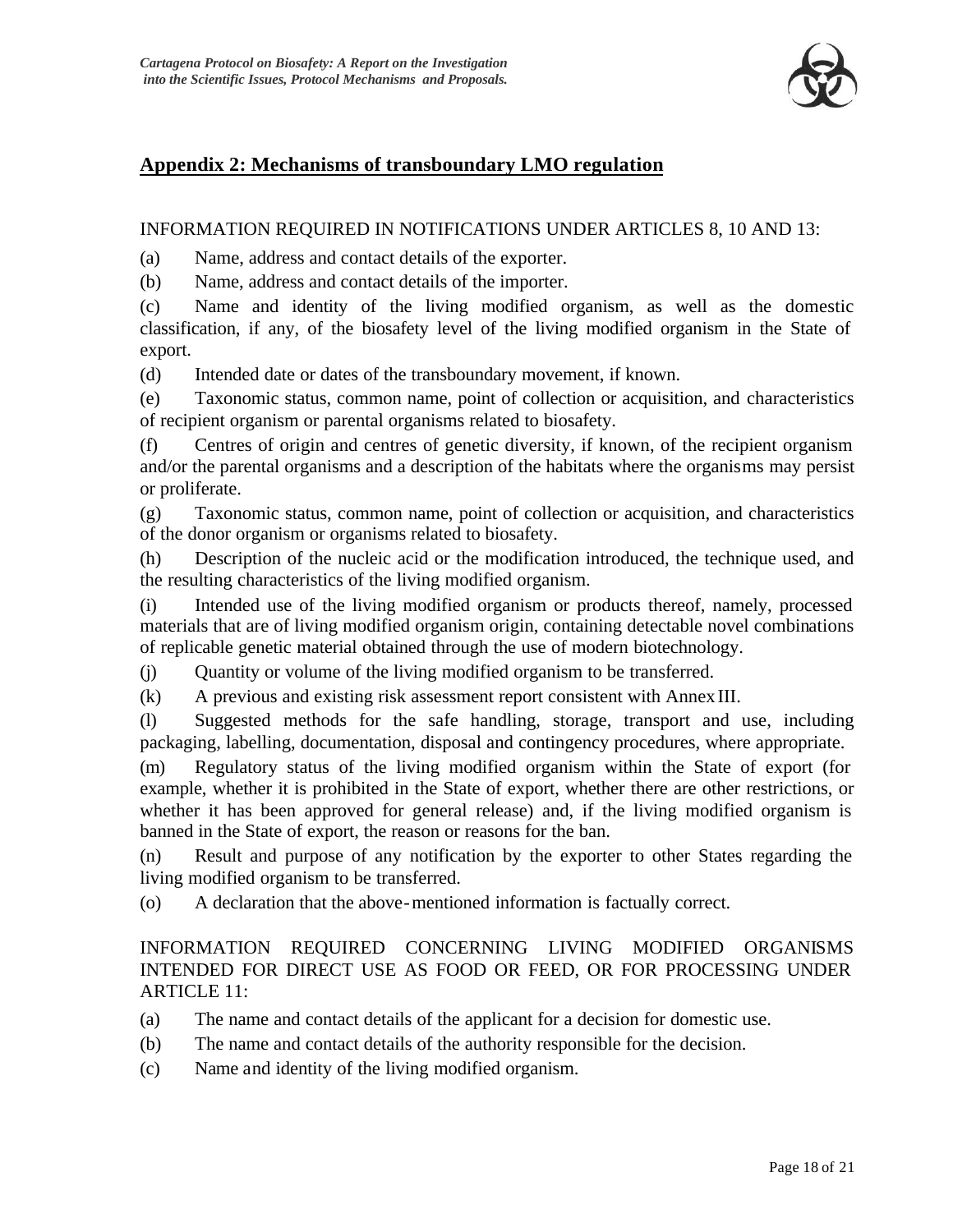## Appendix 2: Mechanisms of transboundary LMO regulation

INFORMATION REQUIRED IN NOTIFICATIONS UNDER ARTICLES 8, 10 AND 13:

(a) Name, address and contact details of the exporter.

(b) Name, address and contact details of the importer.

(c) Name and identity of the living modified organism, as well as the domestic classification, if any, of the biosafety level of the living modified organism in the State of export.

(d) Intended date or dates of the transboundary movement, if known.

(e) Taxonomic status, common name, point of collection or acquisition, and characteristics of recipient organism or parental organisms related to biosafety.

(f) Centres of origin and centres of genetic diversity, if known, of the recipient organism and/or the parental organisms and a description of the habitats where the organisms may persist or proliferate.

(g) Taxonomic status, common name, point of collection or acquisition, and characteristics of the donor organism or organisms related to biosafety.

(h) Description of the nucleic acid or the modification introduced, the technique used, and the resulting characteristics of the living modified organism.

(i) Intended use of the living modified organism or products thereof, namely, processed materials that are of living modified organism origin, containing detectable novel combinations of replicable genetic material obtained through the use of modern biotechnology.

(j) Quantity or volume of the living modified organism to be transferred.

(k) A previous and existing risk assessment report consistent with Annex III.

(l) Suggested methods for the safe handling, storage, transport and use, including packaging, labelling, documentation, disposal and contingency procedures, where appropriate.

(m) Regulatory status of the living modified organism within the State of export (for example, whether it is prohibited in the State of export, whether there are other restrictions, or whether it has been approved for general release) and, if the living modified organism is banned in the State of export, the reason or reasons for the ban.

(n) Result and purpose of any notification by the exporter to other States regarding the living modified organism to be transferred.

(o) A declaration that the above-mentioned information is factually correct.

INFORMATION REQUIRED CONCERNING LIVING MODIFIED ORGANISMS INTENDED FOR DIRECT USE AS FOOD OR FEED, OR FOR PROCESSING UNDER ARTICLE 11:

(a) The name and contact details of the applicant for a decision for domestic use.

(b) The name and contact details of the authority responsible for the decision.

(c) Name and identity of the living modified organism.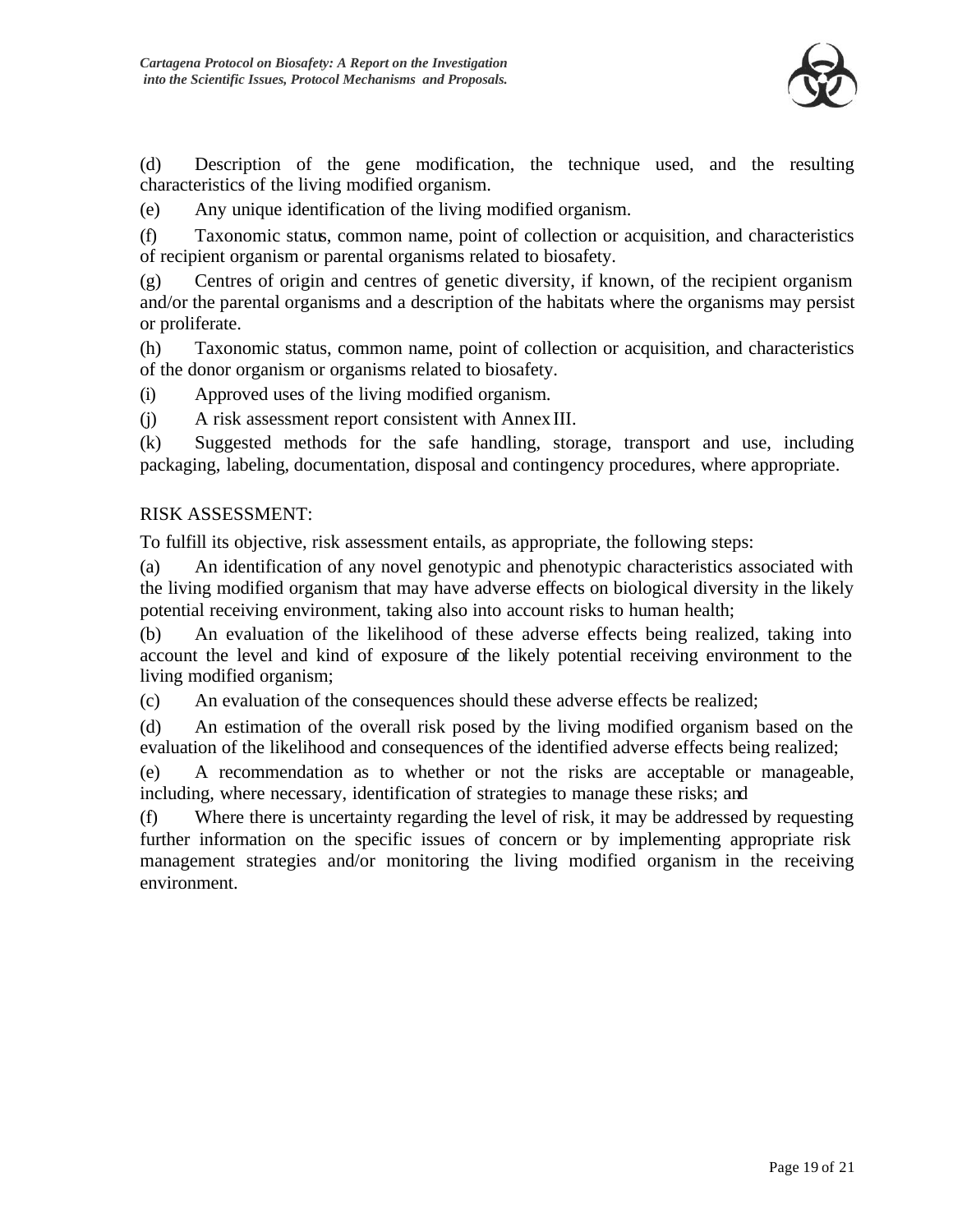(d) Description of the gene modification, the technique used, and the resulting characteristics of the living modified organism.

(e) Any unique identification of the living modified organism.

(f) Taxonomic status, common name, point of collection or acquisition, and characteristics of recipient organism or parental organisms related to biosafety.

(g) Centres of origin and centres of genetic diversity, if known, of the recipient organism and/or the parental organisms and a description of the habitats where the organisms may persist or proliferate.

(h) Taxonomic status, common name, point of collection or acquisition, and characteristics of the donor organism or organisms related to biosafety.

(i) Approved uses of the living modified organism.

(j) A risk assessment report consistent with Annex III.

(k) Suggested methods for the safe handling, storage, transport and use, including packaging, labeling, documentation, disposal and contingency procedures, where appropriate.

RISK ASSESSMENT:

To fulfill its objective, risk assessment entails, as appropriate, the following steps:

(a) An identification of any novel genotypic and phenotypic characteristics associated with the living modified organism that may have adverse effects on biological diversity in the likely potential receiving environment, taking also into account risks to human health;

(b) An evaluation of the likelihood of these adverse effects being realized, taking into account the level and kind of exposure of the likely potential receiving environment to the living modified organism;

(c) An evaluation of the consequences should these adverse effects be realized;

(d) An estimation of the overall risk posed by the living modified organism based on the evaluation of the likelihood and consequences of the identified adverse effects being realized;

(e) A recommendation as to whether or not the risks are acceptable or manageable, including, where necessary, identification of strategies to manage these risks; and

(f) Where there is uncertainty regarding the level of risk, it may be addressed by requesting further information on the specific issues of concern or by implementing appropriate risk management strategies and/or monitoring the living modified organism in the receiving environment.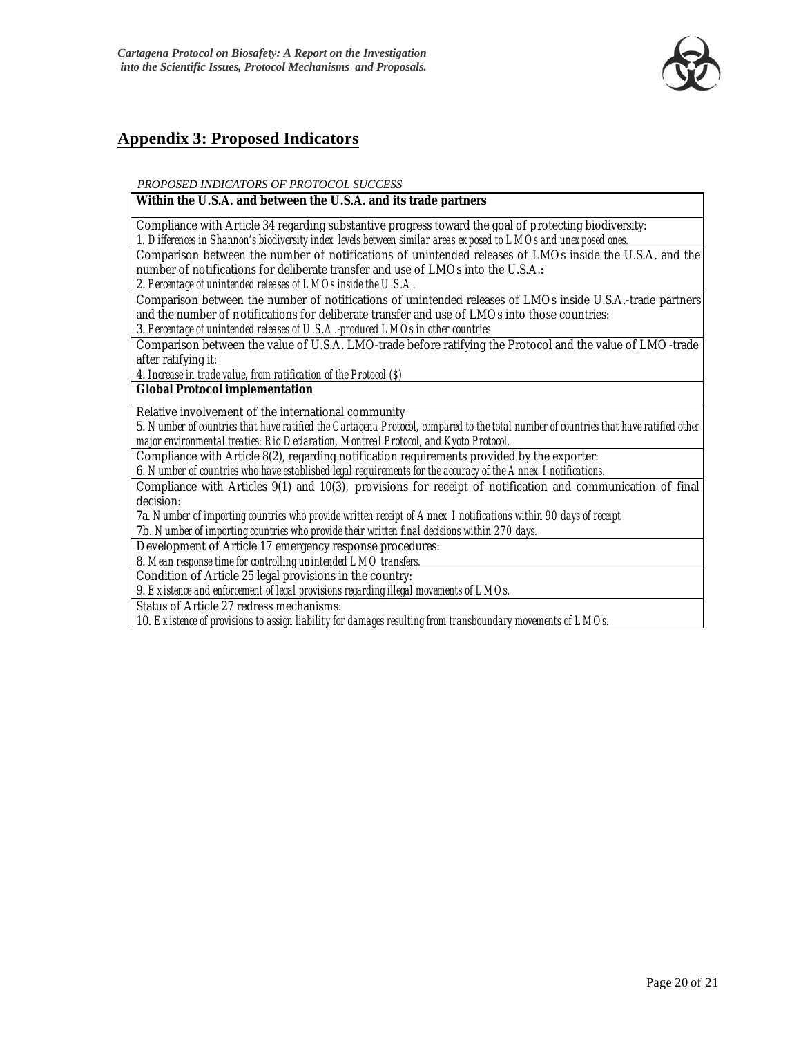## Appendix 3: Proposed Indicators

*PROPOSED INDICATORS OF PROTOCOL SUCCESS*

| **Within the U.S.A. and between the U.S.A. and its trade partners** |
|---|
| Compliance with Article 34 regarding substantive progress toward the goal of protecting biodiversity:<br>1. *Differences in Shannon's biodiversity index levels between similar areas exposed to LMOs and unexposed ones.* |
| Comparison between the number of notifications of unintended releases of LMOs inside the U.S.A. and the number of notifications for deliberate transfer and use of LMOs into the U.S.A.:<br>2. *Percentage of unintended releases of LMOs inside the U.S.A.* |
| Comparison between the number of notifications of unintended releases of LMOs inside U.S.A.-trade partners and the number of notifications for deliberate transfer and use of LMOs into those countries:<br>3. *Percentage of unintended releases of U.S.A.-produced LMOs in other countries* |
| Comparison between the value of U.S.A. LMO-trade before ratifying the Protocol and the value of LMO-trade after ratifying it:<br>4. *Increase in trade value, from ratification of the Protocol ($)* |
| **Global Protocol implementation** |
| Relative involvement of the international community<br>5. *Number of countries that have ratified the Cartagena Protocol, compared to the total number of countries that have ratified other major environmental treaties: Rio Declaration, Montreal Protocol, and Kyoto Protocol.* |
| Compliance with Article 8(2), regarding notification requirements provided by the exporter:<br>6. *Number of countries who have established legal requirements for the accuracy of the Annex I notifications.* |
| Compliance with Articles 9(1) and 10(3), provisions for receipt of notification and communication of final decision:<br>7a. *Number of importing countries who provide written receipt of Annex I notifications within 90 days of receipt*<br>7b. *Number of importing countries who provide their written final decisions within 270 days.* |
| Development of Article 17 emergency response procedures:<br>8. *Mean response time for controlling unintended LMO transfers.* |
| Condition of Article 25 legal provisions in the country:<br>9. *Existence and enforcement of legal provisions regarding illegal movements of LMOs.* |
| Status of Article 27 redress mechanisms:<br>10. *Existence of provisions to assign liability for damages resulting from transboundary movements of LMOs.* |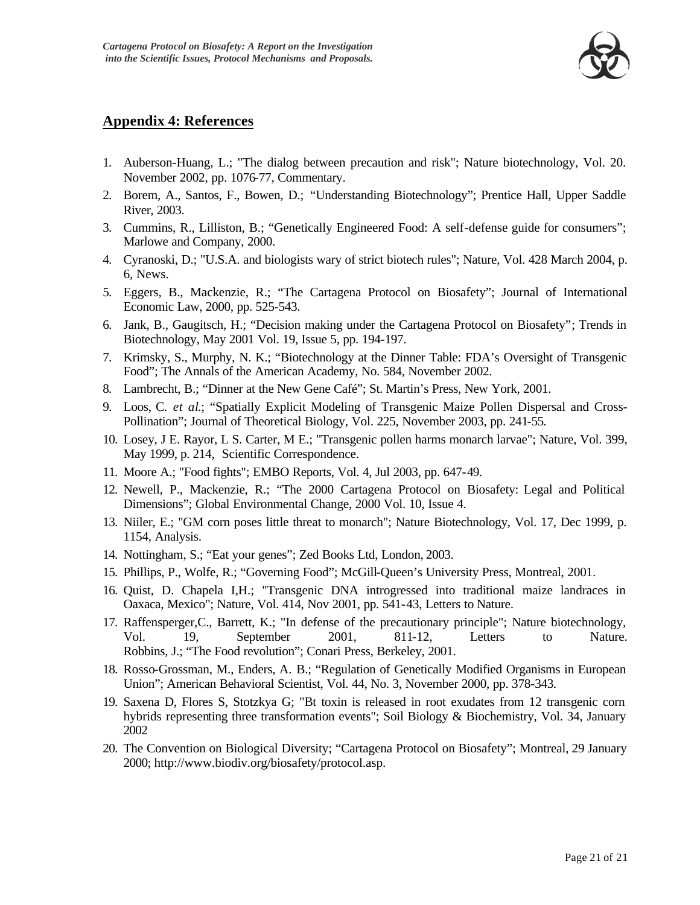## Appendix 4: References

1. Auberson-Huang, L.; "The dialog between precaution and risk"; Nature biotechnology, Vol. 20. November 2002, pp. 1076-77, Commentary.
2. Borem, A., Santos, F., Bowen, D.; "Understanding Biotechnology"; Prentice Hall, Upper Saddle River, 2003.
3. Cummins, R., Lilliston, B.; "Genetically Engineered Food: A self-defense guide for consumers"; Marlowe and Company, 2000.
4. Cyranoski, D.; "U.S.A. and biologists wary of strict biotech rules"; Nature, Vol. 428 March 2004, p. 6, News.
5. Eggers, B., Mackenzie, R.; "The Cartagena Protocol on Biosafety"; Journal of International Economic Law, 2000, pp. 525-543.
6. Jank, B., Gaugitsch, H.; "Decision making under the Cartagena Protocol on Biosafety"; Trends in Biotechnology, May 2001 Vol. 19, Issue 5, pp. 194-197.
7. Krimsky, S., Murphy, N. K.; "Biotechnology at the Dinner Table: FDA's Oversight of Transgenic Food"; The Annals of the American Academy, No. 584, November 2002.
8. Lambrecht, B.; "Dinner at the New Gene Café"; St. Martin's Press, New York, 2001.
9. Loos, C. *et al.*; "Spatially Explicit Modeling of Transgenic Maize Pollen Dispersal and Cross-Pollination"; Journal of Theoretical Biology, Vol. 225, November 2003, pp. 241-55.
10. Losey, J E. Rayor, L S. Carter, M E.; "Transgenic pollen harms monarch larvae"; Nature, Vol. 399, May 1999, p. 214, Scientific Correspondence.
11. Moore A.; "Food fights"; EMBO Reports, Vol. 4, Jul 2003, pp. 647-49.
12. Newell, P., Mackenzie, R.; "The 2000 Cartagena Protocol on Biosafety: Legal and Political Dimensions"; Global Environmental Change, 2000 Vol. 10, Issue 4.
13. Niiler, E.; "GM corn poses little threat to monarch"; Nature Biotechnology, Vol. 17, Dec 1999, p. 1154, Analysis.
14. Nottingham, S.; "Eat your genes"; Zed Books Ltd, London, 2003.
15. Phillips, P., Wolfe, R.; "Governing Food"; McGill-Queen's University Press, Montreal, 2001.
16. Quist, D. Chapela I,H.; "Transgenic DNA introgressed into traditional maize landraces in Oaxaca, Mexico"; Nature, Vol. 414, Nov 2001, pp. 541-43, Letters to Nature.
17. Raffensperger,C., Barrett, K.; "In defense of the precautionary principle"; Nature biotechnology, Vol. 19, September 2001, 811-12, Letters to Nature. Robbins, J.; "The Food revolution"; Conari Press, Berkeley, 2001.
18. Rosso-Grossman, M., Enders, A. B.; "Regulation of Genetically Modified Organisms in European Union"; American Behavioral Scientist, Vol. 44, No. 3, November 2000, pp. 378-343.
19. Saxena D, Flores S, Stotzkya G; "Bt toxin is released in root exudates from 12 transgenic corn hybrids representing three transformation events"; Soil Biology & Biochemistry, Vol. 34, January 2002
20. The Convention on Biological Diversity; "Cartagena Protocol on Biosafety"; Montreal, 29 January 2000; http://www.biodiv.org/biosafety/protocol.asp.